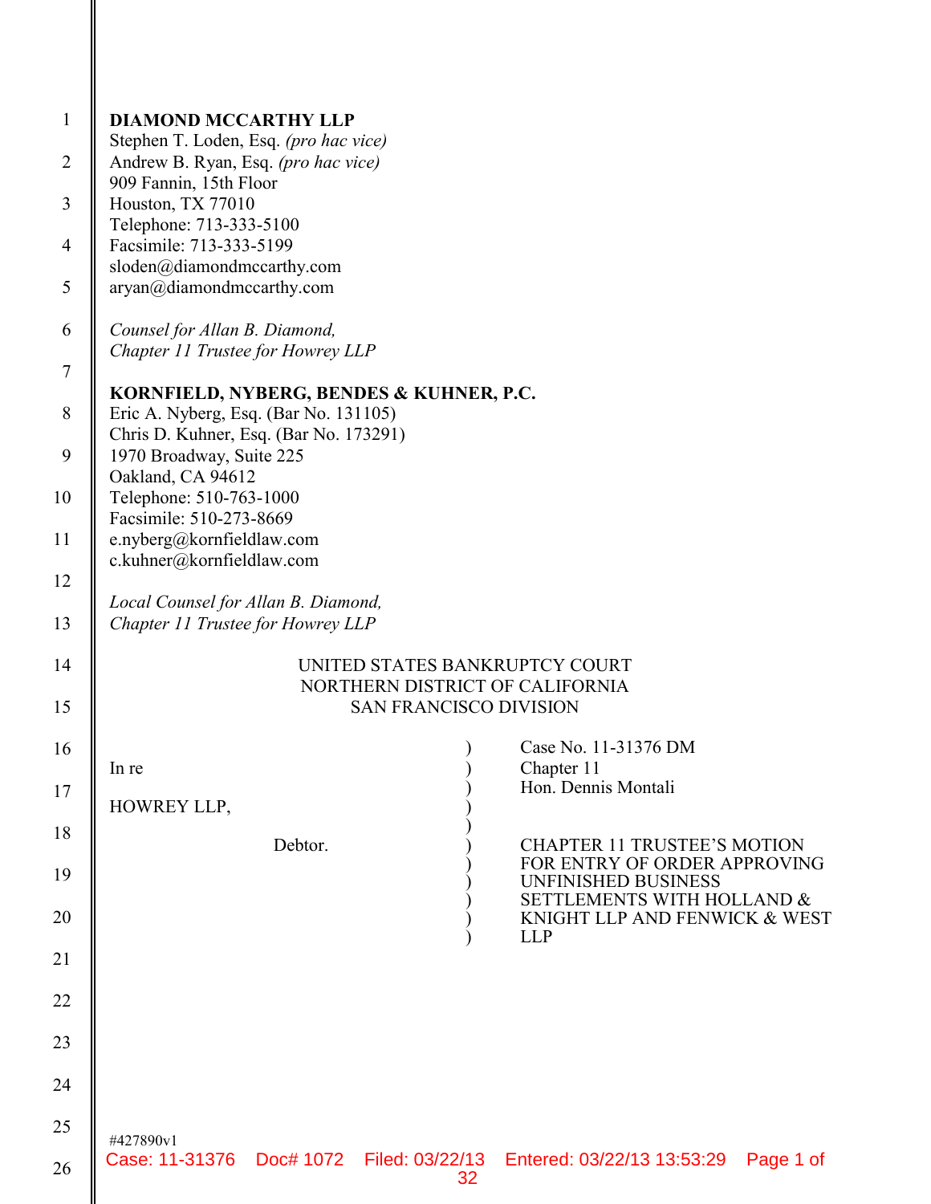**DIAMOND MCCARTHY LLP**
Stephen T. Loden, Esq. *(pro hac vice)*
Andrew B. Ryan, Esq. *(pro hac vice)*
909 Fannin, 15th Floor
Houston, TX 77010
Telephone: 713-333-5100
Facsimile: 713-333-5199
sloden@diamondmccarthy.com
aryan@diamondmccarthy.com

*Counsel for Allan B. Diamond,*
*Chapter 11 Trustee for Howrey LLP*

**KORNFIELD, NYBERG, BENDES & KUHNER, P.C.**
Eric A. Nyberg, Esq. (Bar No. 131105)
Chris D. Kuhner, Esq. (Bar No. 173291)
1970 Broadway, Suite 225
Oakland, CA 94612
Telephone: 510-763-1000
Facsimile: 510-273-8669
e.nyberg@kornfieldlaw.com
c.kuhner@kornfieldlaw.com

*Local Counsel for Allan B. Diamond,*
*Chapter 11 Trustee for Howrey LLP*

UNITED STATES BANKRUPTCY COURT
NORTHERN DISTRICT OF CALIFORNIA
SAN FRANCISCO DIVISION

| | |
|---|---|
| In re<br><br>HOWREY LLP,<br><br>Debtor. | Case No. 11-31376 DM<br>Chapter 11<br>Hon. Dennis Montali<br><br>CHAPTER 11 TRUSTEE'S MOTION FOR ENTRY OF ORDER APPROVING UNFINISHED BUSINESS SETTLEMENTS WITH HOLLAND & KNIGHT LLP AND FENWICK & WEST LLP |

#427890v1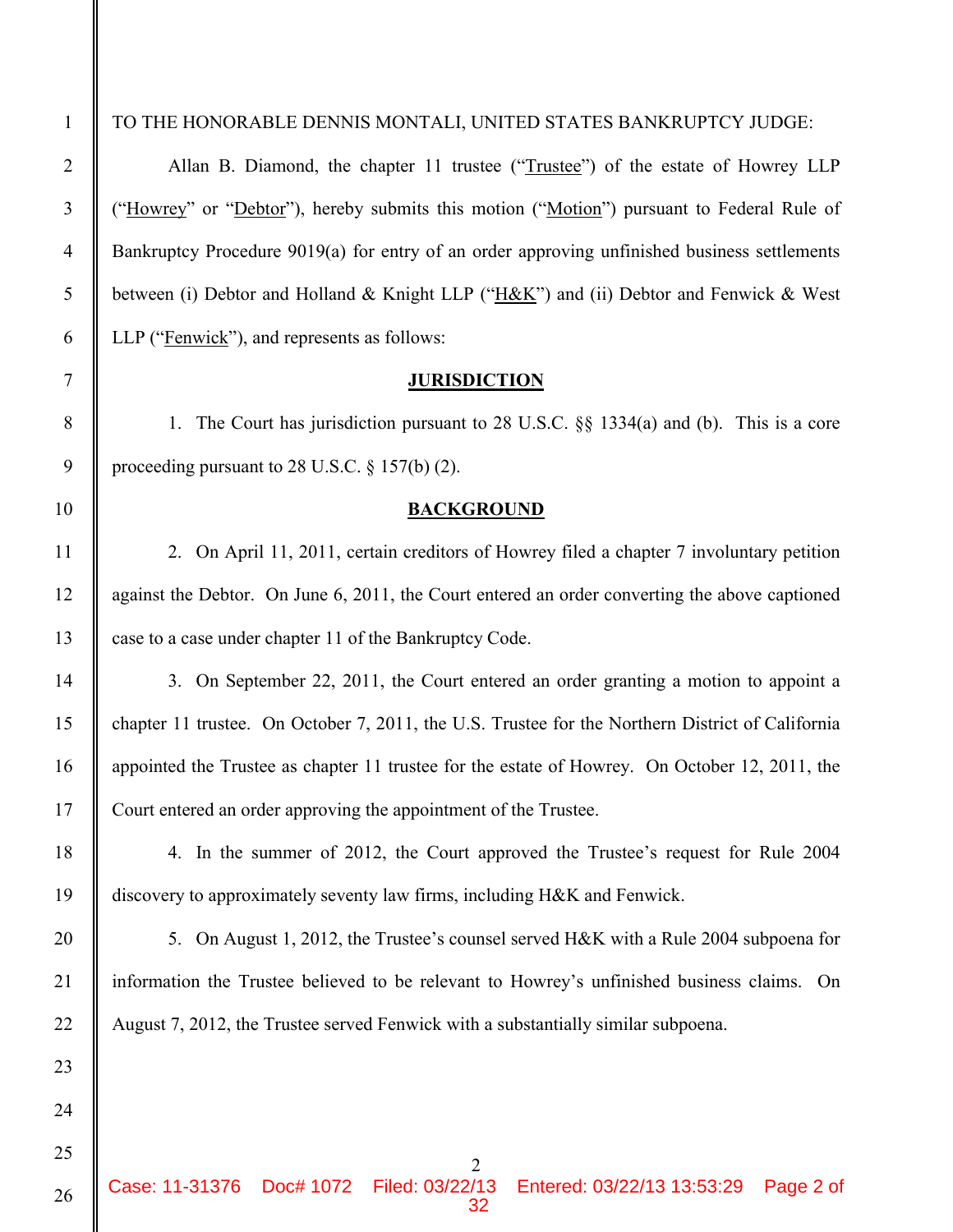TO THE HONORABLE DENNIS MONTALI, UNITED STATES BANKRUPTCY JUDGE:

Allan B. Diamond, the chapter 11 trustee ("Trustee") of the estate of Howrey LLP ("Howrey" or "Debtor"), hereby submits this motion ("Motion") pursuant to Federal Rule of Bankruptcy Procedure 9019(a) for entry of an order approving unfinished business settlements between (i) Debtor and Holland & Knight LLP ("H&K") and (ii) Debtor and Fenwick & West LLP ("Fenwick"), and represents as follows:

## JURISDICTION

1. The Court has jurisdiction pursuant to 28 U.S.C. §§ 1334(a) and (b). This is a core proceeding pursuant to 28 U.S.C. § 157(b) (2).

## BACKGROUND

2. On April 11, 2011, certain creditors of Howrey filed a chapter 7 involuntary petition against the Debtor. On June 6, 2011, the Court entered an order converting the above captioned case to a case under chapter 11 of the Bankruptcy Code.

3. On September 22, 2011, the Court entered an order granting a motion to appoint a chapter 11 trustee. On October 7, 2011, the U.S. Trustee for the Northern District of California appointed the Trustee as chapter 11 trustee for the estate of Howrey. On October 12, 2011, the Court entered an order approving the appointment of the Trustee.

4. In the summer of 2012, the Court approved the Trustee's request for Rule 2004 discovery to approximately seventy law firms, including H&K and Fenwick.

5. On August 1, 2012, the Trustee's counsel served H&K with a Rule 2004 subpoena for information the Trustee believed to be relevant to Howrey's unfinished business claims. On August 7, 2012, the Trustee served Fenwick with a substantially similar subpoena.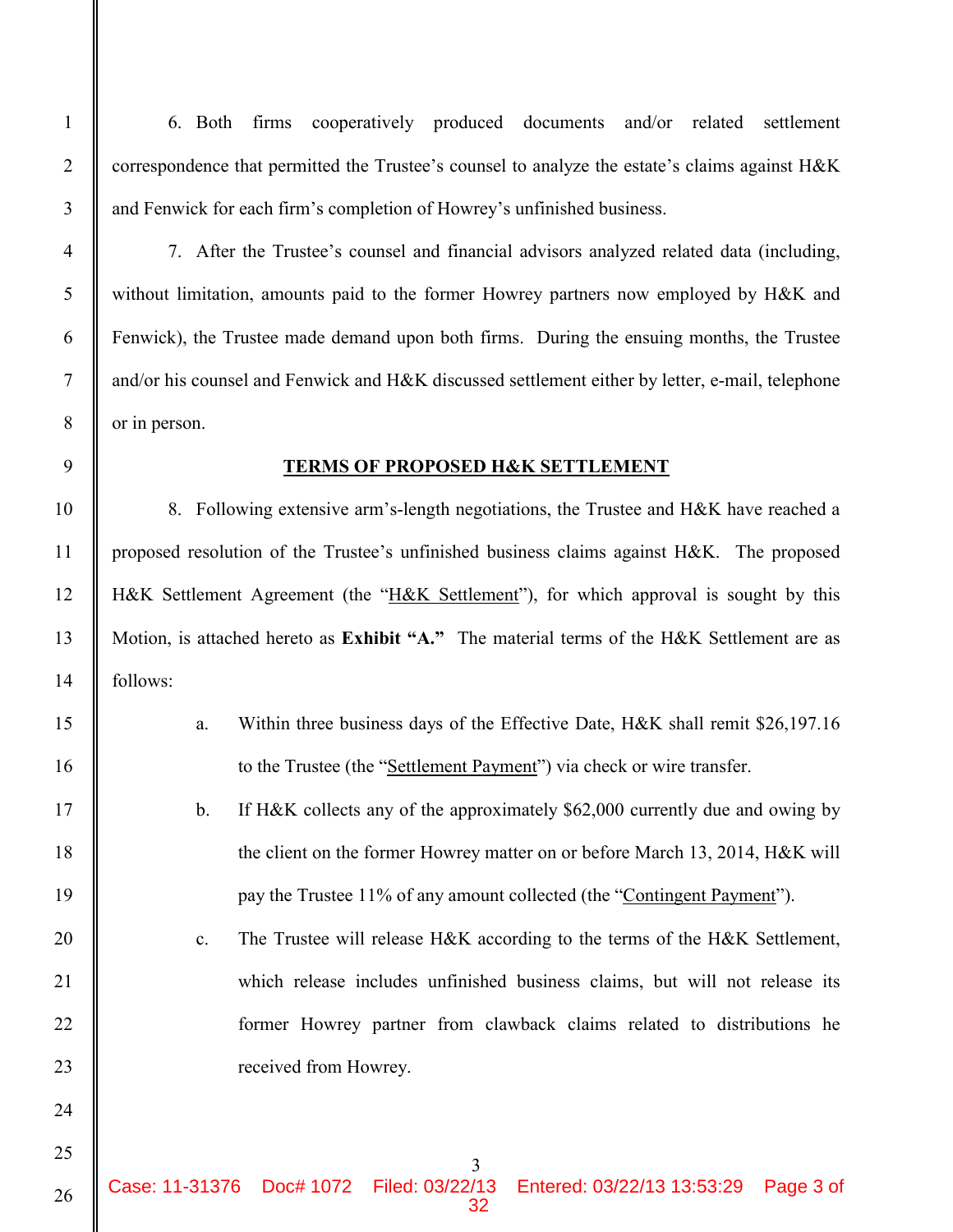6. Both firms cooperatively produced documents and/or related settlement correspondence that permitted the Trustee's counsel to analyze the estate's claims against H&K and Fenwick for each firm's completion of Howrey's unfinished business.

7. After the Trustee's counsel and financial advisors analyzed related data (including, without limitation, amounts paid to the former Howrey partners now employed by H&K and Fenwick), the Trustee made demand upon both firms. During the ensuing months, the Trustee and/or his counsel and Fenwick and H&K discussed settlement either by letter, e-mail, telephone or in person.

## TERMS OF PROPOSED H&K SETTLEMENT

8. Following extensive arm's-length negotiations, the Trustee and H&K have reached a proposed resolution of the Trustee's unfinished business claims against H&K. The proposed H&K Settlement Agreement (the "H&K Settlement"), for which approval is sought by this Motion, is attached hereto as **Exhibit "A."** The material terms of the H&K Settlement are as follows:

a. Within three business days of the Effective Date, H&K shall remit $26,197.16 to the Trustee (the "Settlement Payment") via check or wire transfer.

b. If H&K collects any of the approximately $62,000 currently due and owing by the client on the former Howrey matter on or before March 13, 2014, H&K will pay the Trustee 11% of any amount collected (the "Contingent Payment").

c. The Trustee will release H&K according to the terms of the H&K Settlement, which release includes unfinished business claims, but will not release its former Howrey partner from clawback claims related to distributions he received from Howrey.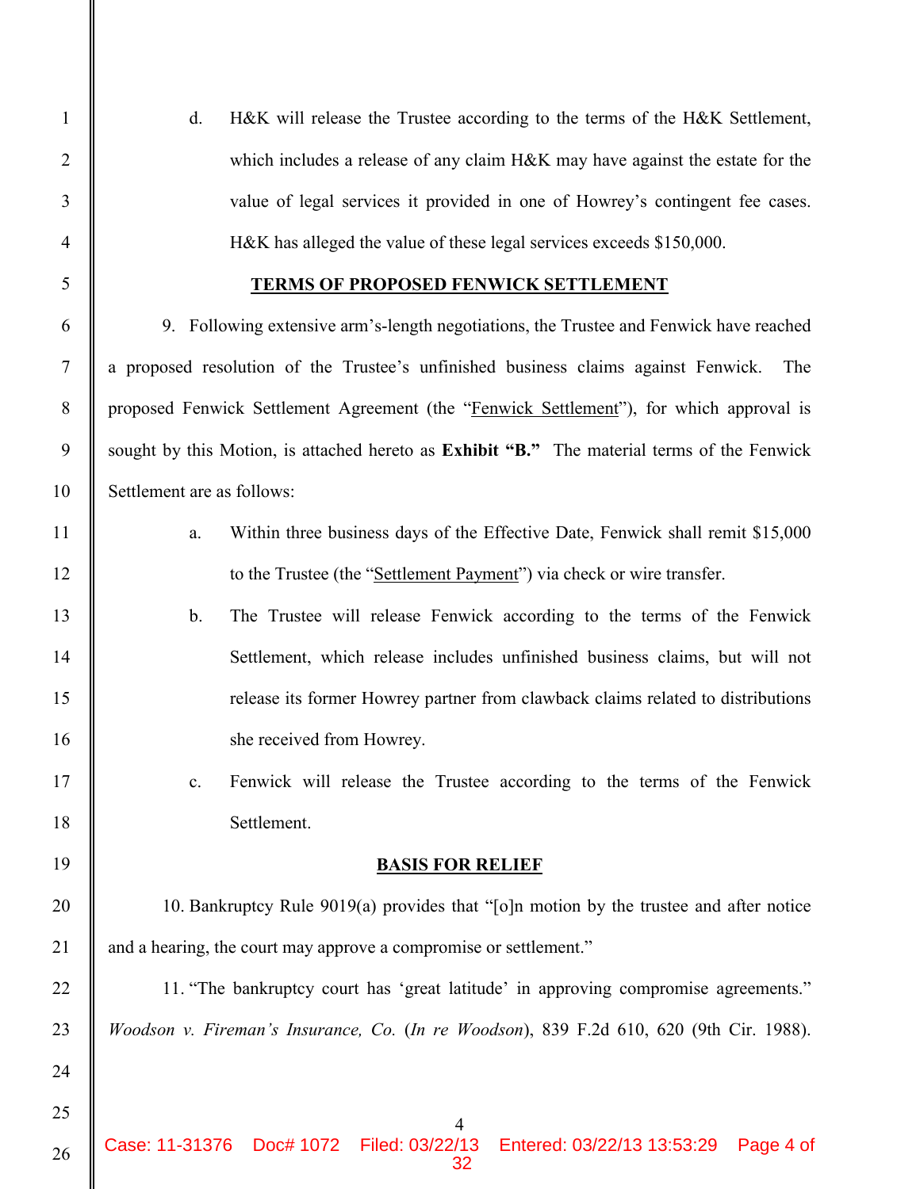d. H&K will release the Trustee according to the terms of the H&K Settlement, which includes a release of any claim H&K may have against the estate for the value of legal services it provided in one of Howrey's contingent fee cases. H&K has alleged the value of these legal services exceeds $150,000.

**TERMS OF PROPOSED FENWICK SETTLEMENT**

9. Following extensive arm's-length negotiations, the Trustee and Fenwick have reached a proposed resolution of the Trustee's unfinished business claims against Fenwick. The proposed Fenwick Settlement Agreement (the "Fenwick Settlement"), for which approval is sought by this Motion, is attached hereto as **Exhibit "B."** The material terms of the Fenwick Settlement are as follows:

a. Within three business days of the Effective Date, Fenwick shall remit $15,000 to the Trustee (the "Settlement Payment") via check or wire transfer.

b. The Trustee will release Fenwick according to the terms of the Fenwick Settlement, which release includes unfinished business claims, but will not release its former Howrey partner from clawback claims related to distributions she received from Howrey.

c. Fenwick will release the Trustee according to the terms of the Fenwick Settlement.

**BASIS FOR RELIEF**

10. Bankruptcy Rule 9019(a) provides that "[o]n motion by the trustee and after notice and a hearing, the court may approve a compromise or settlement."

11. "The bankruptcy court has 'great latitude' in approving compromise agreements." *Woodson v. Fireman's Insurance, Co.* (*In re Woodson*), 839 F.2d 610, 620 (9th Cir. 1988).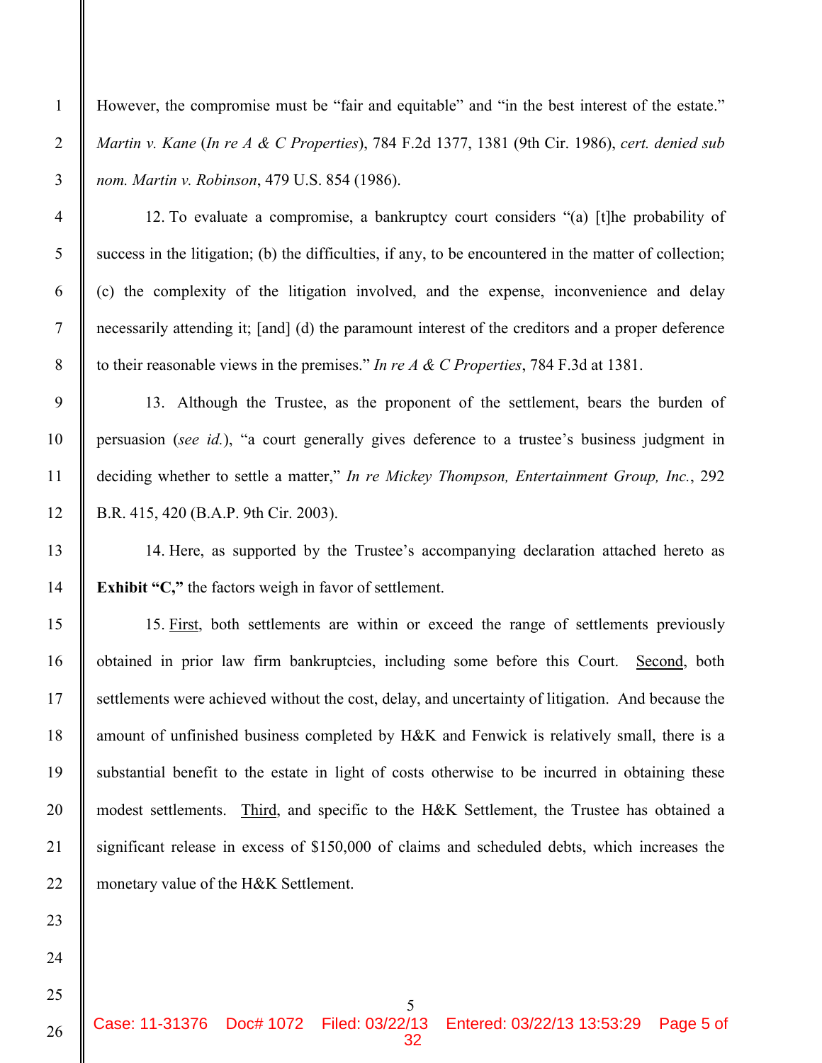However, the compromise must be "fair and equitable" and "in the best interest of the estate." *Martin v. Kane* (*In re A & C Properties*), 784 F.2d 1377, 1381 (9th Cir. 1986), *cert. denied sub nom. Martin v. Robinson*, 479 U.S. 854 (1986).

12. To evaluate a compromise, a bankruptcy court considers "(a) [t]he probability of success in the litigation; (b) the difficulties, if any, to be encountered in the matter of collection; (c) the complexity of the litigation involved, and the expense, inconvenience and delay necessarily attending it; [and] (d) the paramount interest of the creditors and a proper deference to their reasonable views in the premises." *In re A & C Properties*, 784 F.3d at 1381.

13. Although the Trustee, as the proponent of the settlement, bears the burden of persuasion (*see id.*), "a court generally gives deference to a trustee's business judgment in deciding whether to settle a matter," *In re Mickey Thompson, Entertainment Group, Inc.*, 292 B.R. 415, 420 (B.A.P. 9th Cir. 2003).

14. Here, as supported by the Trustee's accompanying declaration attached hereto as **Exhibit "C,"** the factors weigh in favor of settlement.

15. First, both settlements are within or exceed the range of settlements previously obtained in prior law firm bankruptcies, including some before this Court. Second, both settlements were achieved without the cost, delay, and uncertainty of litigation. And because the amount of unfinished business completed by H&K and Fenwick is relatively small, there is a substantial benefit to the estate in light of costs otherwise to be incurred in obtaining these modest settlements. Third, and specific to the H&K Settlement, the Trustee has obtained a significant release in excess of $150,000 of claims and scheduled debts, which increases the monetary value of the H&K Settlement.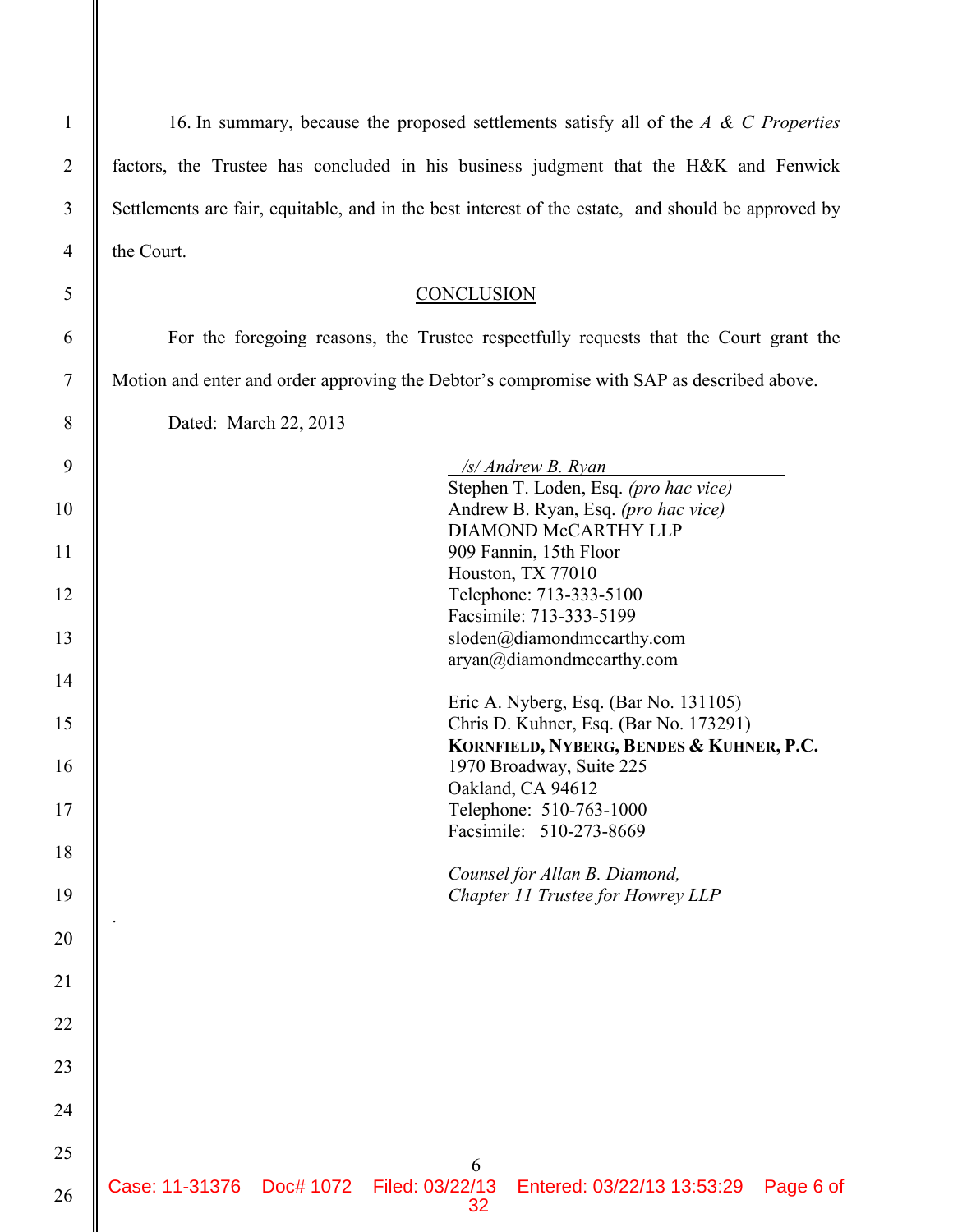16. In summary, because the proposed settlements satisfy all of the *A & C Properties* factors, the Trustee has concluded in his business judgment that the H&K and Fenwick Settlements are fair, equitable, and in the best interest of the estate, and should be approved by the Court.

## CONCLUSION

For the foregoing reasons, the Trustee respectfully requests that the Court grant the Motion and enter and order approving the Debtor's compromise with SAP as described above.

Dated: March 22, 2013

*/s/ Andrew B. Ryan*
Stephen T. Loden, Esq. *(pro hac vice)*
Andrew B. Ryan, Esq. *(pro hac vice)*
DIAMOND McCARTHY LLP
909 Fannin, 15th Floor
Houston, TX 77010
Telephone: 713-333-5100
Facsimile: 713-333-5199
sloden@diamondmccarthy.com
aryan@diamondmccarthy.com

Eric A. Nyberg, Esq. (Bar No. 131105)
Chris D. Kuhner, Esq. (Bar No. 173291)
**KORNFIELD, NYBERG, BENDES & KUHNER, P.C.**
1970 Broadway, Suite 225
Oakland, CA 94612
Telephone: 510-763-1000
Facsimile: 510-273-8669

*Counsel for Allan B. Diamond,*
*Chapter 11 Trustee for Howrey LLP*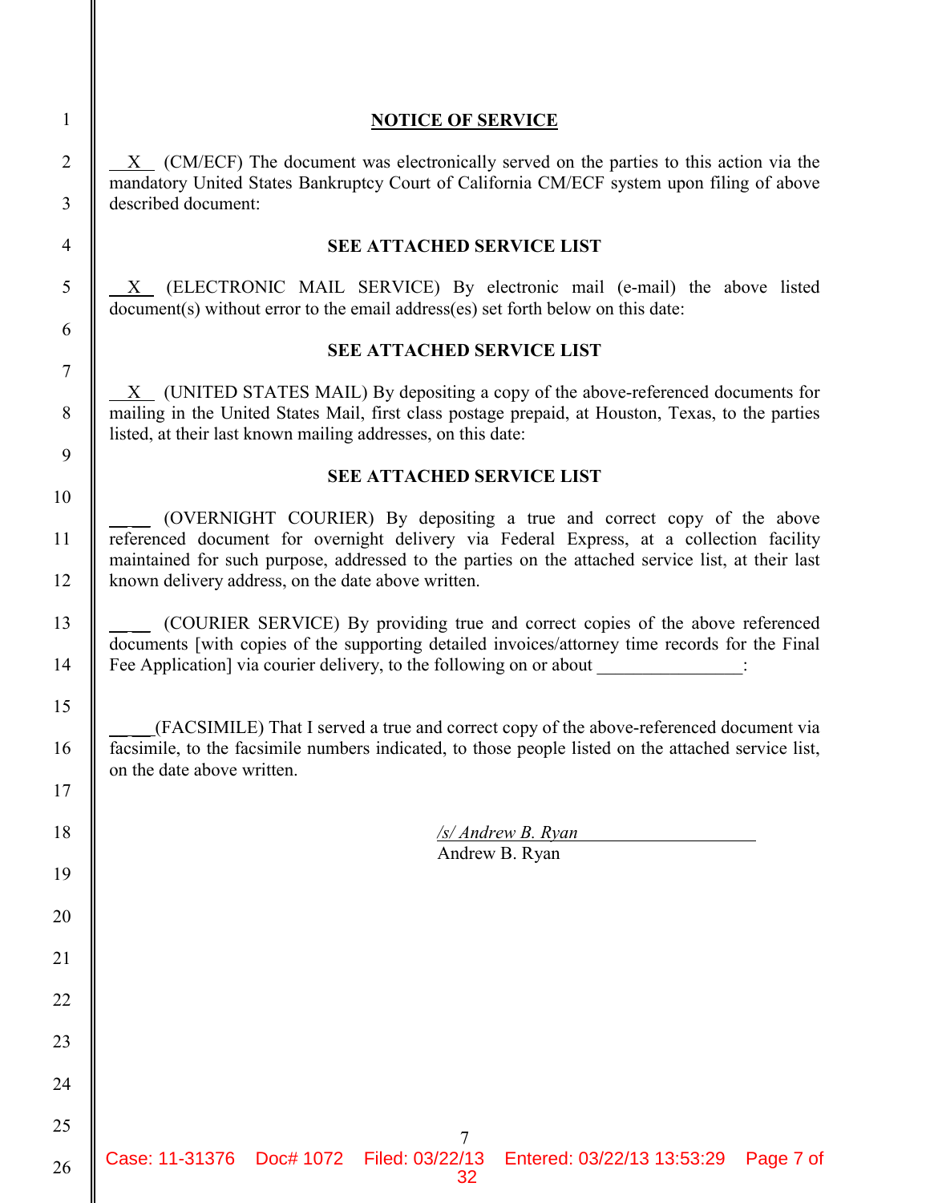## NOTICE OF SERVICE

__X__ (CM/ECF) The document was electronically served on the parties to this action via the mandatory United States Bankruptcy Court of California CM/ECF system upon filing of above described document:

**SEE ATTACHED SERVICE LIST**

__X__ (ELECTRONIC MAIL SERVICE) By electronic mail (e-mail) the above listed document(s) without error to the email address(es) set forth below on this date:

**SEE ATTACHED SERVICE LIST**

__X__ (UNITED STATES MAIL) By depositing a copy of the above-referenced documents for mailing in the United States Mail, first class postage prepaid, at Houston, Texas, to the parties listed, at their last known mailing addresses, on this date:

**SEE ATTACHED SERVICE LIST**

____ (OVERNIGHT COURIER) By depositing a true and correct copy of the above referenced document for overnight delivery via Federal Express, at a collection facility maintained for such purpose, addressed to the parties on the attached service list, at their last known delivery address, on the date above written.

____ (COURIER SERVICE) By providing true and correct copies of the above referenced documents [with copies of the supporting detailed invoices/attorney time records for the Final Fee Application] via courier delivery, to the following on or about ________________:

____(FACSIMILE) That I served a true and correct copy of the above-referenced document via facsimile, to the facsimile numbers indicated, to those people listed on the attached service list, on the date above written.

*/s/ Andrew B. Ryan*
Andrew B. Ryan

Case: 11-31376 Doc# 1072 Filed: 03/22/13 Entered: 03/22/13 13:53:29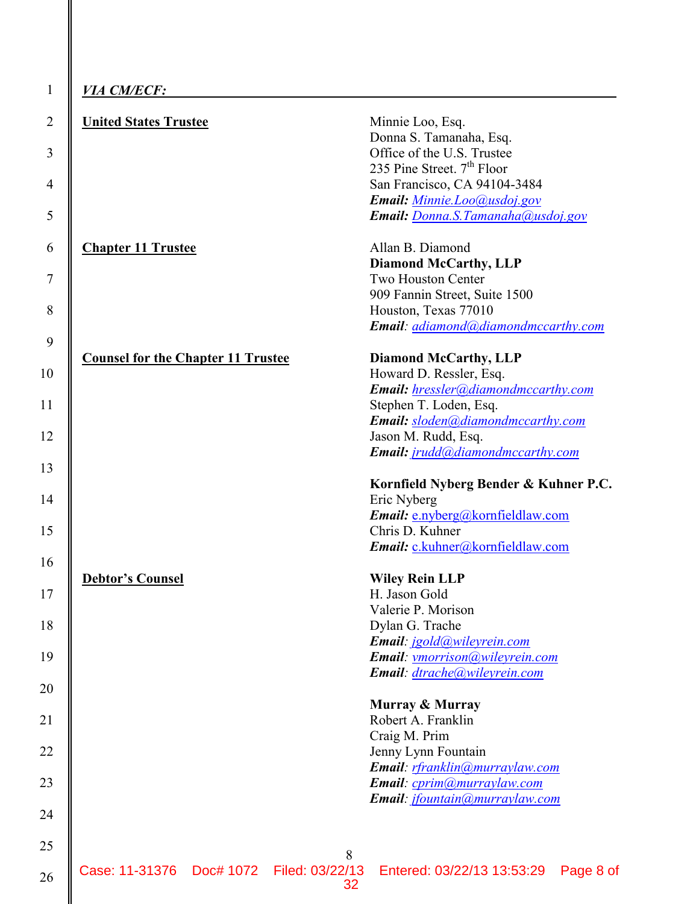***VIA CM/ECF:***

| | |
|---|---|
| **United States Trustee** | Minnie Loo, Esq.<br>Donna S. Tamanaha, Esq.<br>Office of the U.S. Trustee<br>235 Pine Street. 7th Floor<br>San Francisco, CA 94104-3484<br>***Email:*** *Minnie.Loo@usdoj.gov*<br>***Email:*** *Donna.S.Tamanaha@usdoj.gov* |
| **Chapter 11 Trustee** | Allan B. Diamond<br>**Diamond McCarthy, LLP**<br>Two Houston Center<br>909 Fannin Street, Suite 1500<br>Houston, Texas 77010<br>***Email***: *adiamond@diamondmccarthy.com* |
| **Counsel for the Chapter 11 Trustee** | **Diamond McCarthy, LLP**<br>Howard D. Ressler, Esq.<br>***Email:*** *hressler@diamondmccarthy.com*<br>Stephen T. Loden, Esq.<br>***Email:*** *sloden@diamondmccarthy.com*<br>Jason M. Rudd, Esq.<br>***Email:*** *jrudd@diamondmccarthy.com*<br><br>**Kornfield Nyberg Bender & Kuhner P.C.**<br>Eric Nyberg<br>***Email:*** e.nyberg@kornfieldlaw.com<br>Chris D. Kuhner<br>***Email:*** c.kuhner@kornfieldlaw.com |
| **Debtor's Counsel** | **Wiley Rein LLP**<br>H. Jason Gold<br>Valerie P. Morison<br>Dylan G. Trache<br>***Email***: *jgold@wileyrein.com*<br>***Email***: *vmorrison@wileyrein.com*<br>***Email***: *dtrache@wileyrein.com*<br><br>**Murray & Murray**<br>Robert A. Franklin<br>Craig M. Prim<br>Jenny Lynn Fountain<br>***Email***: *rfranklin@murraylaw.com*<br>***Email***: *cprim@murraylaw.com*<br>***Email***: *jfountain@murraylaw.com* |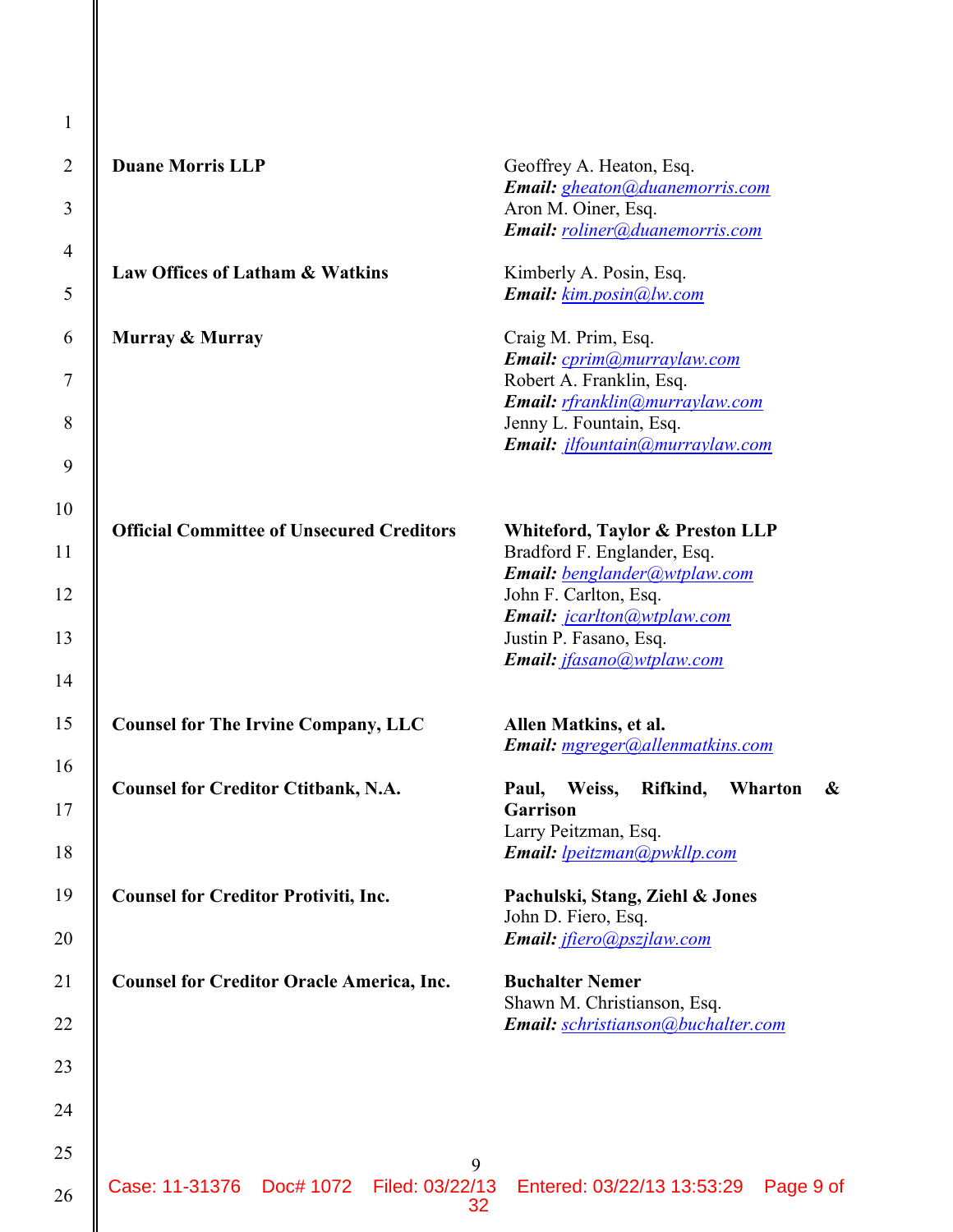| | |
|---|---|
| **Duane Morris LLP** | Geoffrey A. Heaton, Esq.<br>***Email:*** *gheaton@duanemorris.com*<br>Aron M. Oiner, Esq.<br>***Email:*** *roliner@duanemorris.com* |
| **Law Offices of Latham & Watkins** | Kimberly A. Posin, Esq.<br>***Email:*** *kim.posin@lw.com* |
| **Murray & Murray** | Craig M. Prim, Esq.<br>***Email:*** *cprim@murraylaw.com*<br>Robert A. Franklin, Esq.<br>***Email:*** *rfranklin@murraylaw.com*<br>Jenny L. Fountain, Esq.<br>***Email:*** *jlfountain@murraylaw.com* |
| **Official Committee of Unsecured Creditors** | **Whiteford, Taylor & Preston LLP**<br>Bradford F. Englander, Esq.<br>***Email:*** *benglander@wtplaw.com*<br>John F. Carlton, Esq.<br>***Email:*** *jcarlton@wtplaw.com*<br>Justin P. Fasano, Esq.<br>***Email:*** *jfasano@wtplaw.com* |
| **Counsel for The Irvine Company, LLC** | **Allen Matkins, et al.**<br>***Email:*** *mgreger@allenmatkins.com* |
| **Counsel for Creditor Ctitbank, N.A.** | **Paul, Weiss, Rifkind, Wharton & Garrison**<br>Larry Peitzman, Esq.<br>***Email:*** *lpeitzman@pwkllp.com* |
| **Counsel for Creditor Protiviti, Inc.** | **Pachulski, Stang, Ziehl & Jones**<br>John D. Fiero, Esq.<br>***Email:*** *jfiero@pszjlaw.com* |
| **Counsel for Creditor Oracle America, Inc.** | **Buchalter Nemer**<br>Shawn M. Christianson, Esq.<br>***Email:*** *schristianson@buchalter.com* |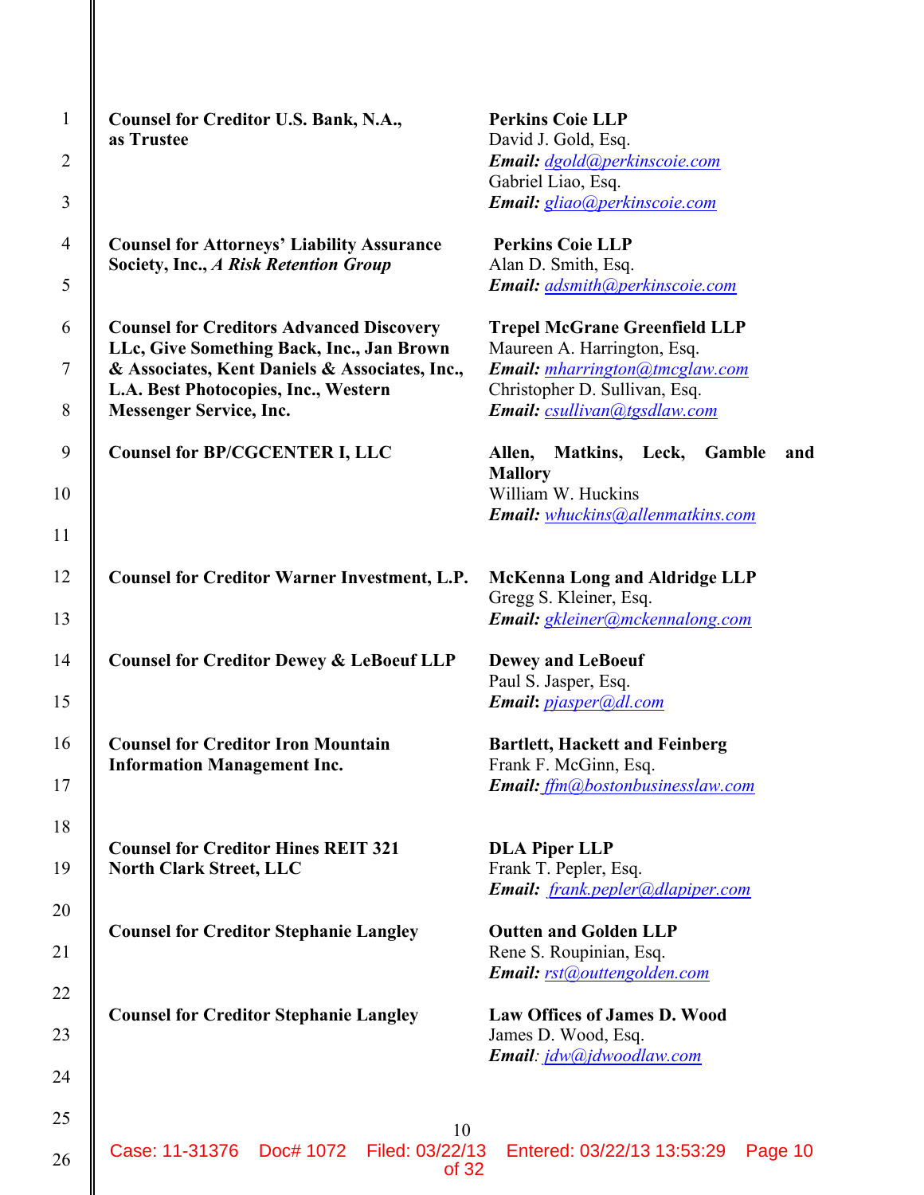| | |
|---|---|
| **Counsel for Creditor U.S. Bank, N.A., as Trustee** | **Perkins Coie LLP**<br>David J. Gold, Esq.<br>***Email:*** *dgold@perkinscoie.com*<br>Gabriel Liao, Esq.<br>***Email:*** *gliao@perkinscoie.com* |
| **Counsel for Attorneys' Liability Assurance Society, Inc.,** ***A Risk Retention Group*** | **Perkins Coie LLP**<br>Alan D. Smith, Esq.<br>***Email:*** *adsmith@perkinscoie.com* |
| **Counsel for Creditors Advanced Discovery LLc, Give Something Back, Inc., Jan Brown & Associates, Kent Daniels & Associates, Inc., L.A. Best Photocopies, Inc., Western Messenger Service, Inc.** | **Trepel McGrane Greenfield LLP**<br>Maureen A. Harrington, Esq.<br>***Email:*** *mharrington@tmcglaw.com*<br>Christopher D. Sullivan, Esq.<br>***Email:*** *csullivan@tgsdlaw.com* |
| **Counsel for BP/CGCENTER I, LLC** | **Allen, Matkins, Leck, Gamble and Mallory**<br>William W. Huckins<br>***Email:*** *whuckins@allenmatkins.com* |
| **Counsel for Creditor Warner Investment, L.P.** | **McKenna Long and Aldridge LLP**<br>Gregg S. Kleiner, Esq.<br>***Email:*** *gkleiner@mckennalong.com* |
| **Counsel for Creditor Dewey & LeBoeuf LLP** | **Dewey and LeBoeuf**<br>Paul S. Jasper, Esq.<br>***Email:*** *pjasper@dl.com* |
| **Counsel for Creditor Iron Mountain Information Management Inc.** | **Bartlett, Hackett and Feinberg**<br>Frank F. McGinn, Esq.<br>***Email:*** *ffm@bostonbusinesslaw.com* |
| **Counsel for Creditor Hines REIT 321 North Clark Street, LLC** | **DLA Piper LLP**<br>Frank T. Pepler, Esq.<br>***Email:*** *frank.pepler@dlapiper.com* |
| **Counsel for Creditor Stephanie Langley** | **Outten and Golden LLP**<br>Rene S. Roupinian, Esq.<br>***Email:*** *rst@outtengolden.com* |
| **Counsel for Creditor Stephanie Langley** | **Law Offices of James D. Wood**<br>James D. Wood, Esq.<br>***Email****:* *jdw@jdwoodlaw.com* |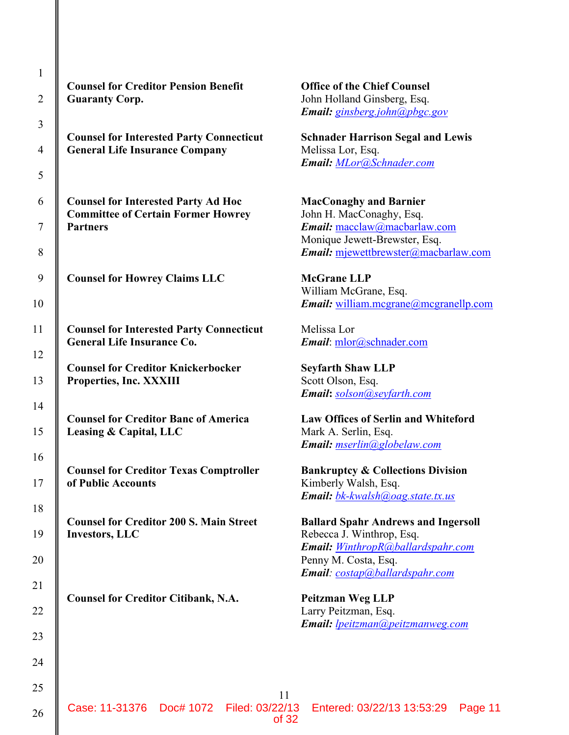| | |
|---|---|
| **Counsel for Creditor Pension Benefit Guaranty Corp.** | **Office of the Chief Counsel**<br>John Holland Ginsberg, Esq.<br>***Email:*** *ginsberg.john@pbgc.gov* |
| **Counsel for Interested Party Connecticut General Life Insurance Company** | **Schnader Harrison Segal and Lewis**<br>Melissa Lor, Esq.<br>***Email:*** *MLor@Schnader.com* |
| **Counsel for Interested Party Ad Hoc Committee of Certain Former Howrey Partners** | **MacConaghy and Barnier**<br>John H. MacConaghy, Esq.<br>***Email:*** macclaw@macbarlaw.com<br>Monique Jewett-Brewster, Esq.<br>***Email:*** mjewettbrewster@macbarlaw.com |
| **Counsel for Howrey Claims LLC** | **McGrane LLP**<br>William McGrane, Esq.<br>***Email:*** william.mcgrane@mcgranellp.com |
| **Counsel for Interested Party Connecticut General Life Insurance Co.** | Melissa Lor<br>***Email***: mlor@schnader.com |
| **Counsel for Creditor Knickerbocker Properties, Inc. XXXIII** | **Seyfarth Shaw LLP**<br>Scott Olson, Esq.<br>***Email:*** *solson@seyfarth.com* |
| **Counsel for Creditor Banc of America Leasing & Capital, LLC** | **Law Offices of Serlin and Whiteford**<br>Mark A. Serlin, Esq.<br>***Email:*** *mserlin@globelaw.com* |
| **Counsel for Creditor Texas Comptroller of Public Accounts** | **Bankruptcy & Collections Division**<br>Kimberly Walsh, Esq.<br>***Email:*** *bk-kwalsh@oag.state.tx.us* |
| **Counsel for Creditor 200 S. Main Street Investors, LLC** | **Ballard Spahr Andrews and Ingersoll**<br>Rebecca J. Winthrop, Esq.<br>***Email:*** *WinthropR@ballardspahr.com*<br>Penny M. Costa, Esq.<br>***Email****:* *costap@ballardspahr.com* |
| **Counsel for Creditor Citibank, N.A.** | **Peitzman Weg LLP**<br>Larry Peitzman, Esq.<br>***Email:*** *lpeitzman@peitzmanweg.com* |

Case: 11-31376 Doc# 1072 Filed: 03/22/13 Entered: 03/22/13 13:53:29 Page 11 of 32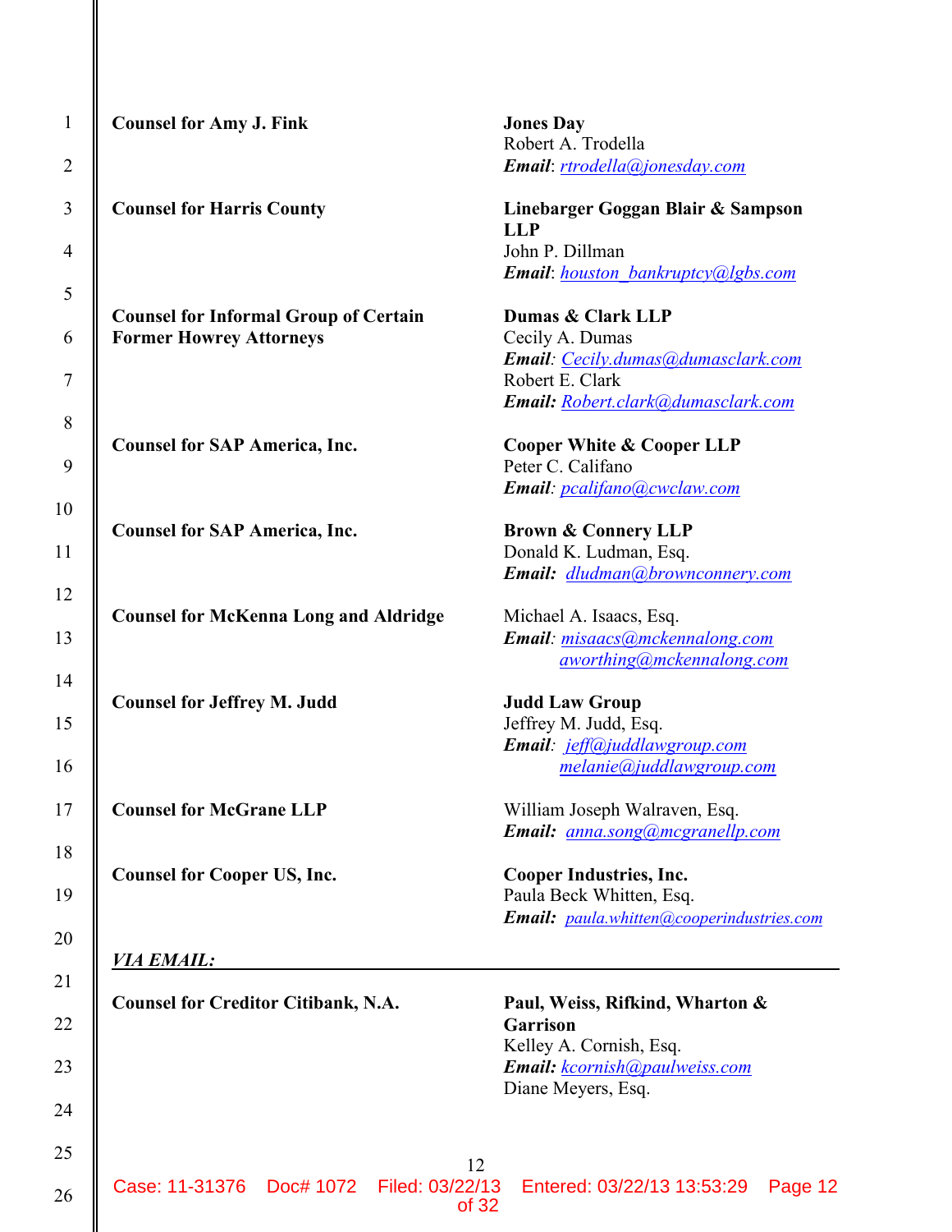| | |
|---|---|
| **Counsel for Amy J. Fink** | **Jones Day**<br>Robert A. Trodella<br>***Email***: rtrodella@jonesday.com |
| **Counsel for Harris County** | **Linebarger Goggan Blair & Sampson LLP**<br>John P. Dillman<br>***Email***: houston_bankruptcy@lgbs.com |
| **Counsel for Informal Group of Certain Former Howrey Attorneys** | **Dumas & Clark LLP**<br>Cecily A. Dumas<br>***Email***: Cecily.dumas@dumasclark.com<br>Robert E. Clark<br>***Email:*** Robert.clark@dumasclark.com |
| **Counsel for SAP America, Inc.** | **Cooper White & Cooper LLP**<br>Peter C. Califano<br>***Email***: pcalifano@cwclaw.com |
| **Counsel for SAP America, Inc.** | **Brown & Connery LLP**<br>Donald K. Ludman, Esq.<br>***Email:*** dludman@brownconnery.com |
| **Counsel for McKenna Long and Aldridge** | Michael A. Isaacs, Esq.<br>***Email***: misaacs@mckennalong.com<br>aworthing@mckennalong.com |
| **Counsel for Jeffrey M. Judd** | **Judd Law Group**<br>Jeffrey M. Judd, Esq.<br>***Email***: jeff@juddlawgroup.com<br>melanie@juddlawgroup.com |
| **Counsel for McGrane LLP** | William Joseph Walraven, Esq.<br>***Email:*** anna.song@mcgranellp.com |
| **Counsel for Cooper US, Inc.** | **Cooper Industries, Inc.**<br>Paula Beck Whitten, Esq.<br>***Email:*** paula.whitten@cooperindustries.com |

***VIA EMAIL:***

| | |
|---|---|
| **Counsel for Creditor Citibank, N.A.** | **Paul, Weiss, Rifkind, Wharton & Garrison**<br>Kelley A. Cornish, Esq.<br>***Email:*** kcornish@paulweiss.com<br>Diane Meyers, Esq. |

Case: 11-31376 Doc# 1072 Filed: 03/22/13 Entered: 03/22/13 13:53:29 Page 12 of 32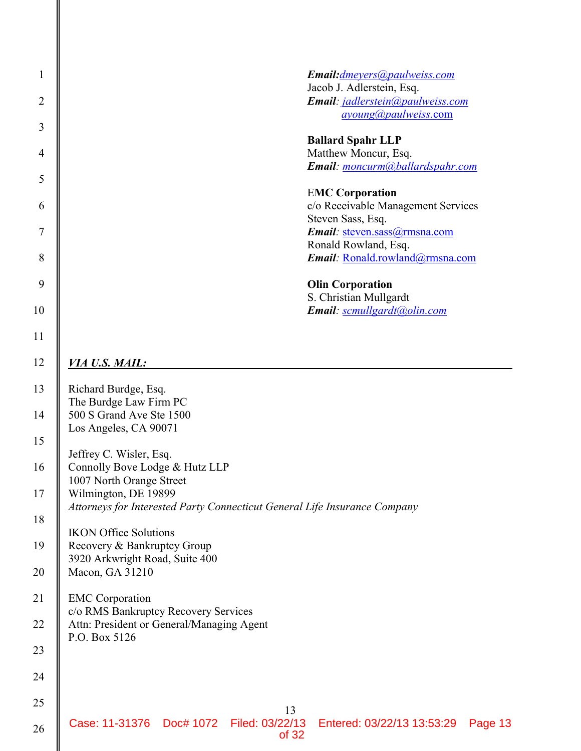***Email:*** dmeyers@paulweiss.com
Jacob J. Adlerstein, Esq.
***Email**:* jadlerstein@paulweiss.com
ayoung@paulweiss.com

**Ballard Spahr LLP**
Matthew Moncur, Esq.
***Email**:* moncurm@ballardspahr.com

**EMC Corporation**
c/o Receivable Management Services
Steven Sass, Esq.
***Email**:* steven.sass@rmsna.com
Ronald Rowland, Esq.
***Email**:* Ronald.rowland@rmsna.com

**Olin Corporation**
S. Christian Mullgardt
***Email**:* scmullgardt@olin.com

***VIA U.S. MAIL:***

Richard Burdge, Esq.
The Burdge Law Firm PC
500 S Grand Ave Ste 1500
Los Angeles, CA 90071

Jeffrey C. Wisler, Esq.
Connolly Bove Lodge & Hutz LLP
1007 North Orange Street
Wilmington, DE 19899
*Attorneys for Interested Party Connecticut General Life Insurance Company*

IKON Office Solutions
Recovery & Bankruptcy Group
3920 Arkwright Road, Suite 400
Macon, GA 31210

EMC Corporation
c/o RMS Bankruptcy Recovery Services
Attn: President or General/Managing Agent
P.O. Box 5126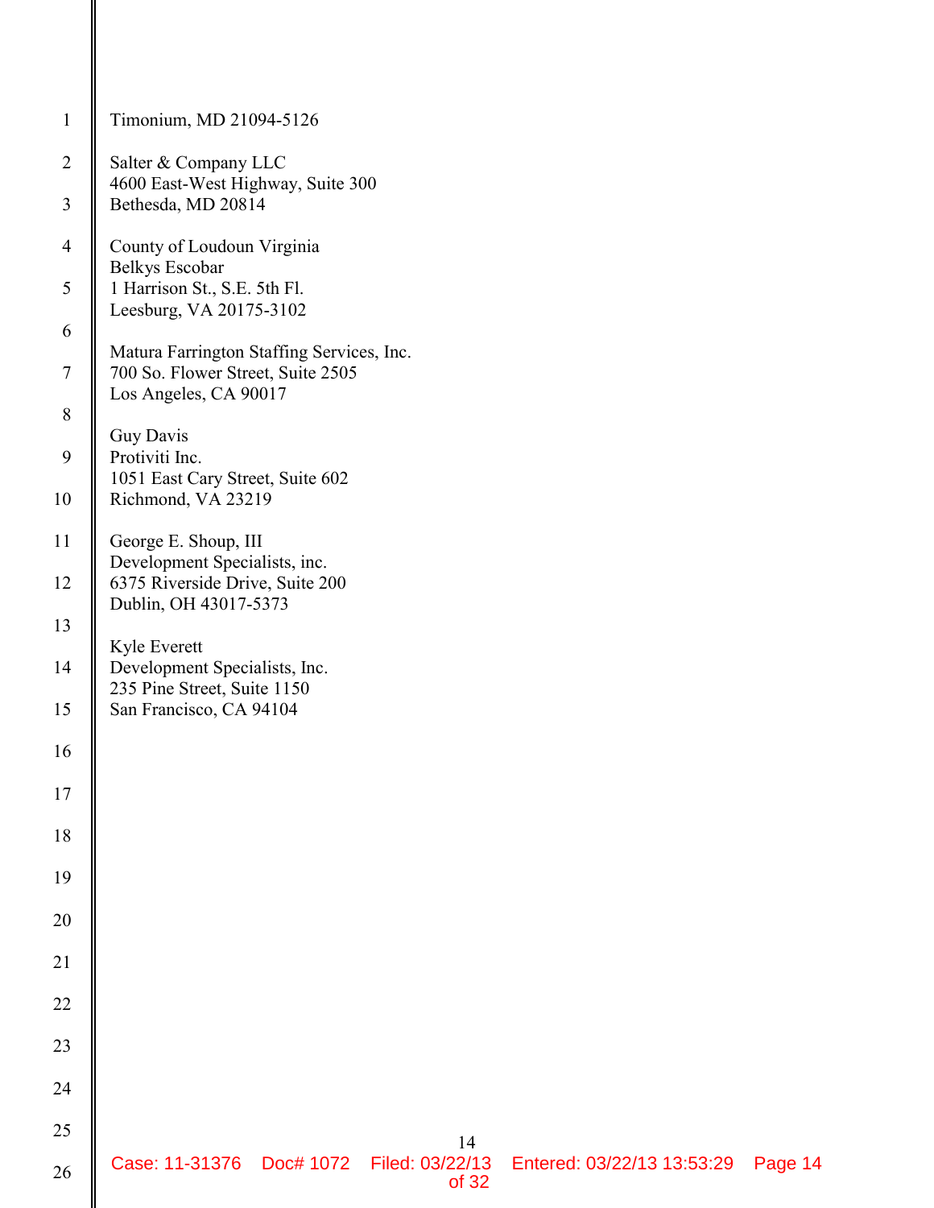Timonium, MD 21094-5126

Salter & Company LLC
4600 East-West Highway, Suite 300
Bethesda, MD 20814

County of Loudoun Virginia
Belkys Escobar
1 Harrison St., S.E. 5th Fl.
Leesburg, VA 20175-3102

Matura Farrington Staffing Services, Inc.
700 So. Flower Street, Suite 2505
Los Angeles, CA 90017

Guy Davis
Protiviti Inc.
1051 East Cary Street, Suite 602
Richmond, VA 23219

George E. Shoup, III
Development Specialists, inc.
6375 Riverside Drive, Suite 200
Dublin, OH 43017-5373

Kyle Everett
Development Specialists, Inc.
235 Pine Street, Suite 1150
San Francisco, CA 94104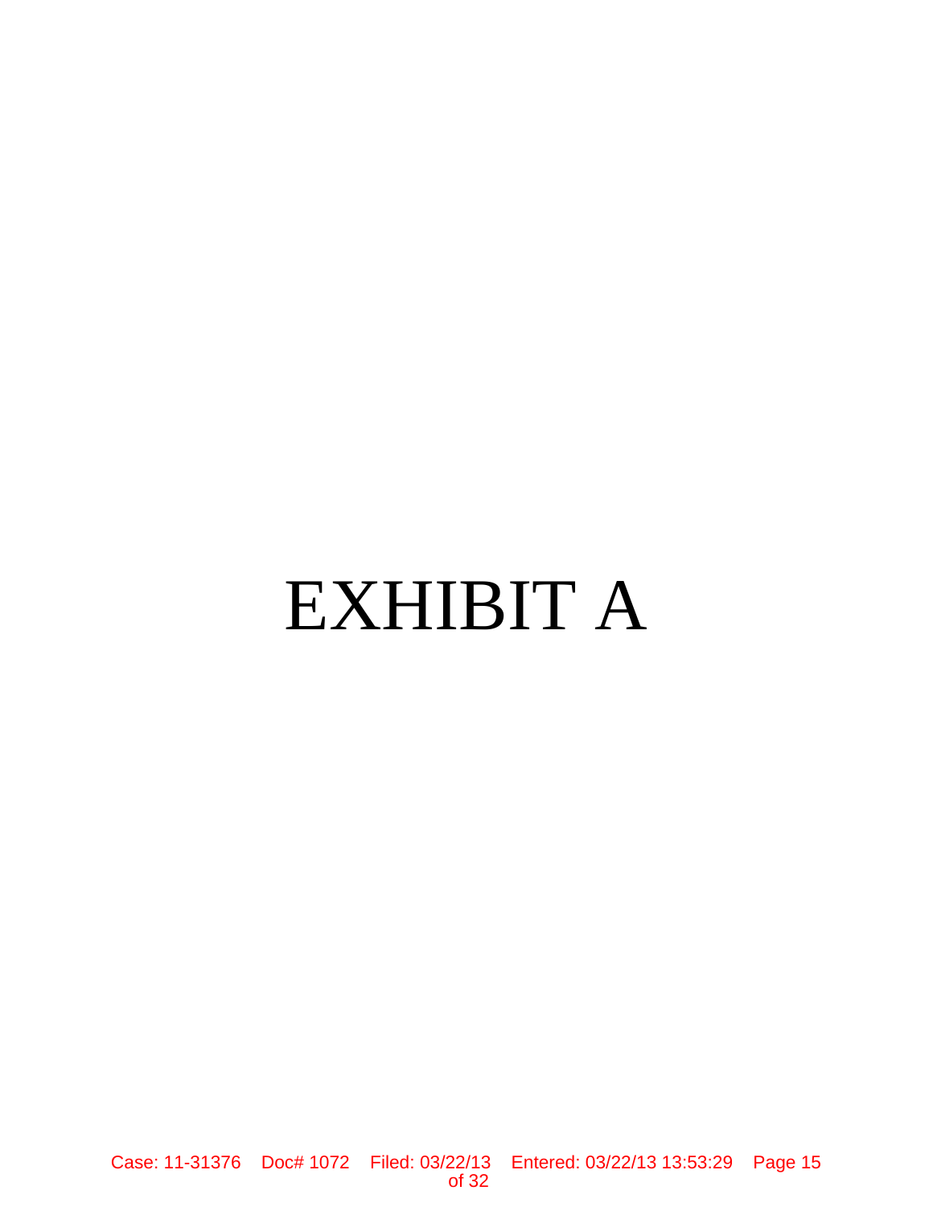# EXHIBIT A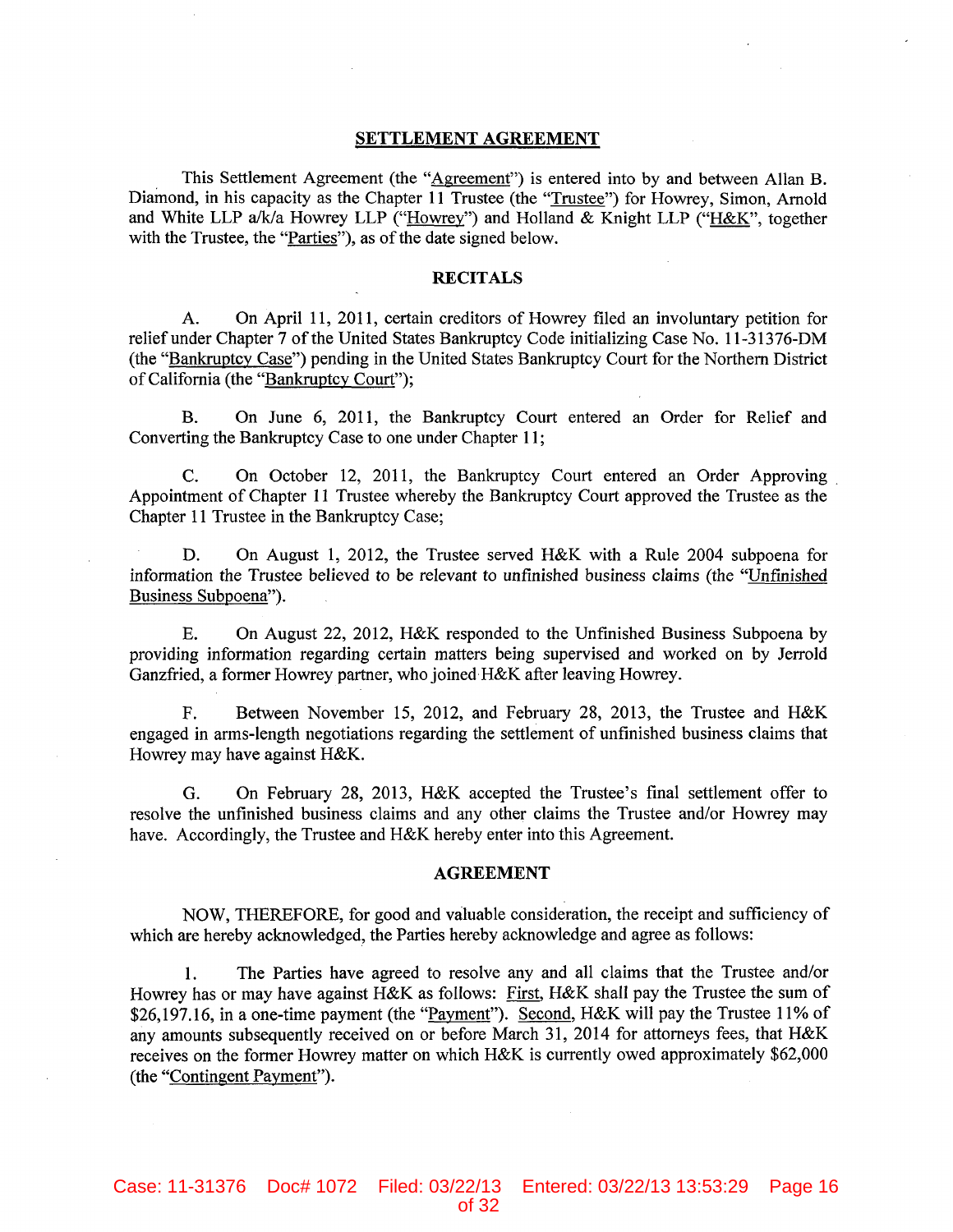# SETTLEMENT AGREEMENT

This Settlement Agreement (the "Agreement") is entered into by and between Allan B. Diamond, in his capacity as the Chapter 11 Trustee (the "Trustee") for Howrey, Simon, Arnold and White LLP a/k/a Howrey LLP ("Howrey") and Holland & Knight LLP ("H&K", together with the Trustee, the "Parties"), as of the date signed below.

## RECITALS

A. On April 11, 2011, certain creditors of Howrey filed an involuntary petition for relief under Chapter 7 of the United States Bankruptcy Code initializing Case No. 11-31376-DM (the "Bankruptcy Case") pending in the United States Bankruptcy Court for the Northern District of California (the "Bankruptcy Court");

B. On June 6, 2011, the Bankruptcy Court entered an Order for Relief and Converting the Bankruptcy Case to one under Chapter 11;

C. On October 12, 2011, the Bankruptcy Court entered an Order Approving Appointment of Chapter 11 Trustee whereby the Bankruptcy Court approved the Trustee as the Chapter 11 Trustee in the Bankruptcy Case;

D. On August 1, 2012, the Trustee served H&K with a Rule 2004 subpoena for information the Trustee believed to be relevant to unfinished business claims (the "Unfinished Business Subpoena").

E. On August 22, 2012, H&K responded to the Unfinished Business Subpoena by providing information regarding certain matters being supervised and worked on by Jerrold Ganzfried, a former Howrey partner, who joined H&K after leaving Howrey.

F. Between November 15, 2012, and February 28, 2013, the Trustee and H&K engaged in arms-length negotiations regarding the settlement of unfinished business claims that Howrey may have against H&K.

G. On February 28, 2013, H&K accepted the Trustee's final settlement offer to resolve the unfinished business claims and any other claims the Trustee and/or Howrey may have. Accordingly, the Trustee and H&K hereby enter into this Agreement.

## AGREEMENT

NOW, THEREFORE, for good and valuable consideration, the receipt and sufficiency of which are hereby acknowledged, the Parties hereby acknowledge and agree as follows:

1. The Parties have agreed to resolve any and all claims that the Trustee and/or Howrey has or may have against H&K as follows: First, H&K shall pay the Trustee the sum of $26,197.16, in a one-time payment (the "Payment"). Second, H&K will pay the Trustee 11% of any amounts subsequently received on or before March 31, 2014 for attorneys fees, that H&K receives on the former Howrey matter on which H&K is currently owed approximately $62,000 (the "Contingent Payment").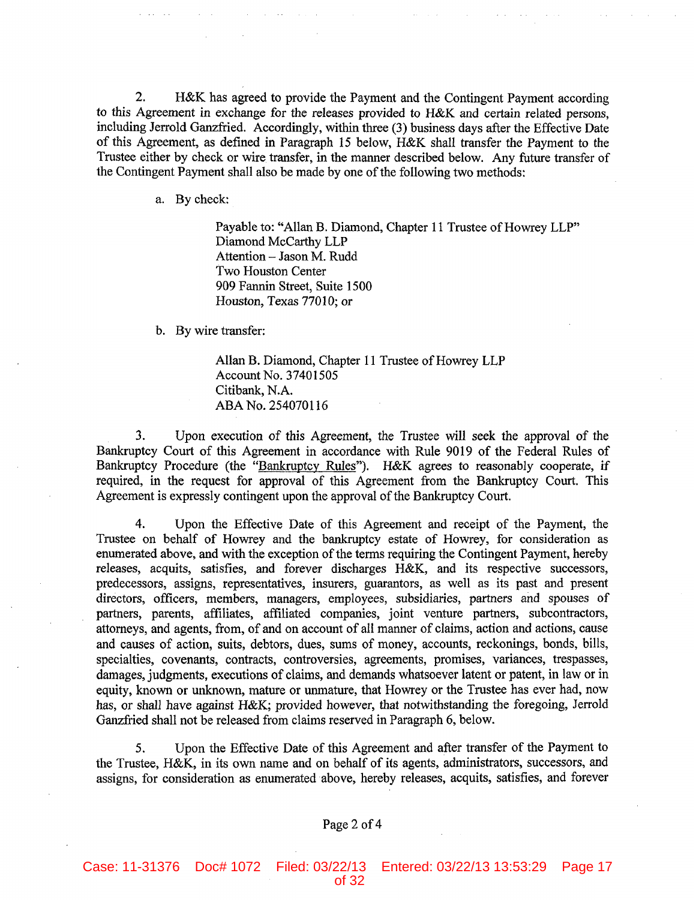2. H&K has agreed to provide the Payment and the Contingent Payment according to this Agreement in exchange for the releases provided to H&K and certain related persons, including Jerrold Ganzfried. Accordingly, within three (3) business days after the Effective Date of this Agreement, as defined in Paragraph 15 below, H&K shall transfer the Payment to the Trustee either by check or wire transfer, in the manner described below. Any future transfer of the Contingent Payment shall also be made by one of the following two methods:

a. By check:

> Payable to: "Allan B. Diamond, Chapter 11 Trustee of Howrey LLP"
> Diamond McCarthy LLP
> Attention – Jason M. Rudd
> Two Houston Center
> 909 Fannin Street, Suite 1500
> Houston, Texas 77010; or

b. By wire transfer:

> Allan B. Diamond, Chapter 11 Trustee of Howrey LLP
> Account No. 37401505
> Citibank, N.A.
> ABA No. 254070116

3. Upon execution of this Agreement, the Trustee will seek the approval of the Bankruptcy Court of this Agreement in accordance with Rule 9019 of the Federal Rules of Bankruptcy Procedure (the "Bankruptcy Rules"). H&K agrees to reasonably cooperate, if required, in the request for approval of this Agreement from the Bankruptcy Court. This Agreement is expressly contingent upon the approval of the Bankruptcy Court.

4. Upon the Effective Date of this Agreement and receipt of the Payment, the Trustee on behalf of Howrey and the bankruptcy estate of Howrey, for consideration as enumerated above, and with the exception of the terms requiring the Contingent Payment, hereby releases, acquits, satisfies, and forever discharges H&K, and its respective successors, predecessors, assigns, representatives, insurers, guarantors, as well as its past and present directors, officers, members, managers, employees, subsidiaries, partners and spouses of partners, parents, affiliates, affiliated companies, joint venture partners, subcontractors, attorneys, and agents, from, of and on account of all manner of claims, action and actions, cause and causes of action, suits, debtors, dues, sums of money, accounts, reckonings, bonds, bills, specialties, covenants, contracts, controversies, agreements, promises, variances, trespasses, damages, judgments, executions of claims, and demands whatsoever latent or patent, in law or in equity, known or unknown, mature or unmature, that Howrey or the Trustee has ever had, now has, or shall have against H&K; provided however, that notwithstanding the foregoing, Jerrold Ganzfried shall not be released from claims reserved in Paragraph 6, below.

5. Upon the Effective Date of this Agreement and after transfer of the Payment to the Trustee, H&K, in its own name and on behalf of its agents, administrators, successors, and assigns, for consideration as enumerated above, hereby releases, acquits, satisfies, and forever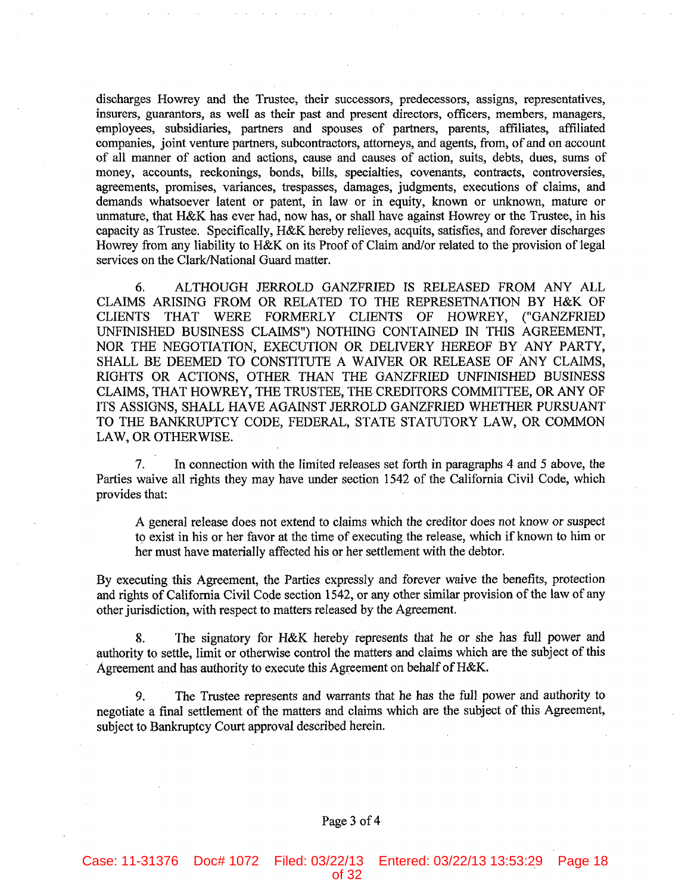discharges Howrey and the Trustee, their successors, predecessors, assigns, representatives, insurers, guarantors, as well as their past and present directors, officers, members, managers, employees, subsidiaries, partners and spouses of partners, parents, affiliates, affiliated companies, joint venture partners, subcontractors, attorneys, and agents, from, of and on account of all manner of action and actions, cause and causes of action, suits, debts, dues, sums of money, accounts, reckonings, bonds, bills, specialties, covenants, contracts, controversies, agreements, promises, variances, trespasses, damages, judgments, executions of claims, and demands whatsoever latent or patent, in law or in equity, known or unknown, mature or unmature, that H&K has ever had, now has, or shall have against Howrey or the Trustee, in his capacity as Trustee. Specifically, H&K hereby relieves, acquits, satisfies, and forever discharges Howrey from any liability to H&K on its Proof of Claim and/or related to the provision of legal services on the Clark/National Guard matter.

6. ALTHOUGH JERROLD GANZFRIED IS RELEASED FROM ANY ALL CLAIMS ARISING FROM OR RELATED TO THE REPRESETNATION BY H&K OF CLIENTS THAT WERE FORMERLY CLIENTS OF HOWREY, ("GANZFRIED UNFINISHED BUSINESS CLAIMS") NOTHING CONTAINED IN THIS AGREEMENT, NOR THE NEGOTIATION, EXECUTION OR DELIVERY HEREOF BY ANY PARTY, SHALL BE DEEMED TO CONSTITUTE A WAIVER OR RELEASE OF ANY CLAIMS, RIGHTS OR ACTIONS, OTHER THAN THE GANZFRIED UNFINISHED BUSINESS CLAIMS, THAT HOWREY, THE TRUSTEE, THE CREDITORS COMMITTEE, OR ANY OF ITS ASSIGNS, SHALL HAVE AGAINST JERROLD GANZFRIED WHETHER PURSUANT TO THE BANKRUPTCY CODE, FEDERAL, STATE STATUTORY LAW, OR COMMON LAW, OR OTHERWISE.

7. In connection with the limited releases set forth in paragraphs 4 and 5 above, the Parties waive all rights they may have under section 1542 of the California Civil Code, which provides that:

> A general release does not extend to claims which the creditor does not know or suspect to exist in his or her favor at the time of executing the release, which if known to him or her must have materially affected his or her settlement with the debtor.

By executing this Agreement, the Parties expressly and forever waive the benefits, protection and rights of California Civil Code section 1542, or any other similar provision of the law of any other jurisdiction, with respect to matters released by the Agreement.

8. The signatory for H&K hereby represents that he or she has full power and authority to settle, limit or otherwise control the matters and claims which are the subject of this Agreement and has authority to execute this Agreement on behalf of H&K.

9. The Trustee represents and warrants that he has the full power and authority to negotiate a final settlement of the matters and claims which are the subject of this Agreement, subject to Bankruptcy Court approval described herein.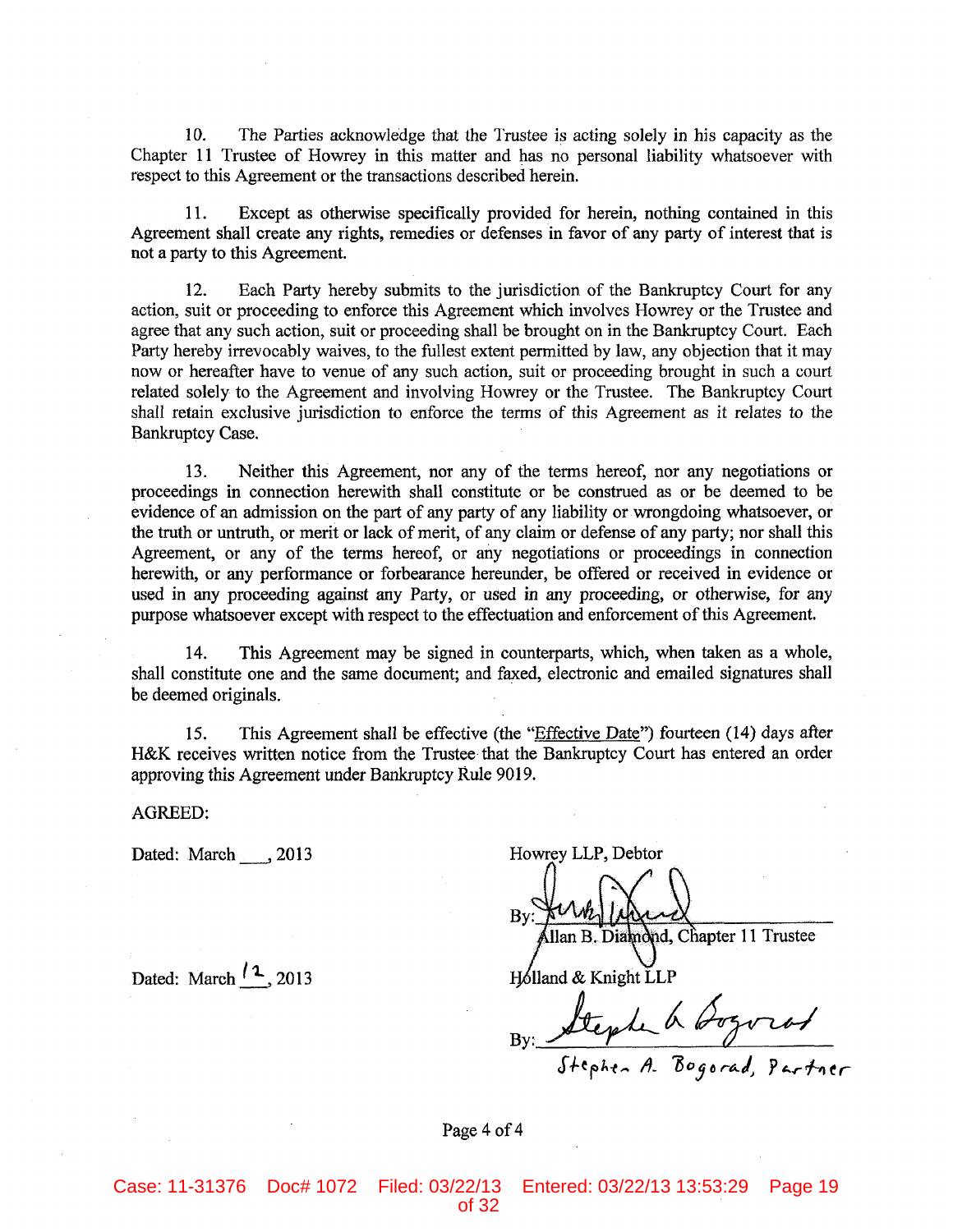10. The Parties acknowledge that the Trustee is acting solely in his capacity as the Chapter 11 Trustee of Howrey in this matter and has no personal liability whatsoever with respect to this Agreement or the transactions described herein.

11. Except as otherwise specifically provided for herein, nothing contained in this Agreement shall create any rights, remedies or defenses in favor of any party of interest that is not a party to this Agreement.

12. Each Party hereby submits to the jurisdiction of the Bankruptcy Court for any action, suit or proceeding to enforce this Agreement which involves Howrey or the Trustee and agree that any such action, suit or proceeding shall be brought on in the Bankruptcy Court. Each Party hereby irrevocably waives, to the fullest extent permitted by law, any objection that it may now or hereafter have to venue of any such action, suit or proceeding brought in such a court related solely to the Agreement and involving Howrey or the Trustee. The Bankruptcy Court shall retain exclusive jurisdiction to enforce the terms of this Agreement as it relates to the Bankruptcy Case.

13. Neither this Agreement, nor any of the terms hereof, nor any negotiations or proceedings in connection herewith shall constitute or be construed as or be deemed to be evidence of an admission on the part of any party of any liability or wrongdoing whatsoever, or the truth or untruth, or merit or lack of merit, of any claim or defense of any party; nor shall this Agreement, or any of the terms hereof, or any negotiations or proceedings in connection herewith, or any performance or forbearance hereunder, be offered or received in evidence or used in any proceeding against any Party, or used in any proceeding, or otherwise, for any purpose whatsoever except with respect to the effectuation and enforcement of this Agreement.

14. This Agreement may be signed in counterparts, which, when taken as a whole, shall constitute one and the same document; and faxed, electronic and emailed signatures shall be deemed originals.

15. This Agreement shall be effective (the "Effective Date") fourteen (14) days after H&K receives written notice from the Trustee that the Bankruptcy Court has entered an order approving this Agreement under Bankruptcy Rule 9019.

AGREED:

Dated: March ___, 2013

Howrey LLP, Debtor

By: [signature]
Allan B. Diamond, Chapter 11 Trustee

Dated: March 12, 2013

Holland & Knight LLP

By: [signature]
Stephen A. Bogorad, Partner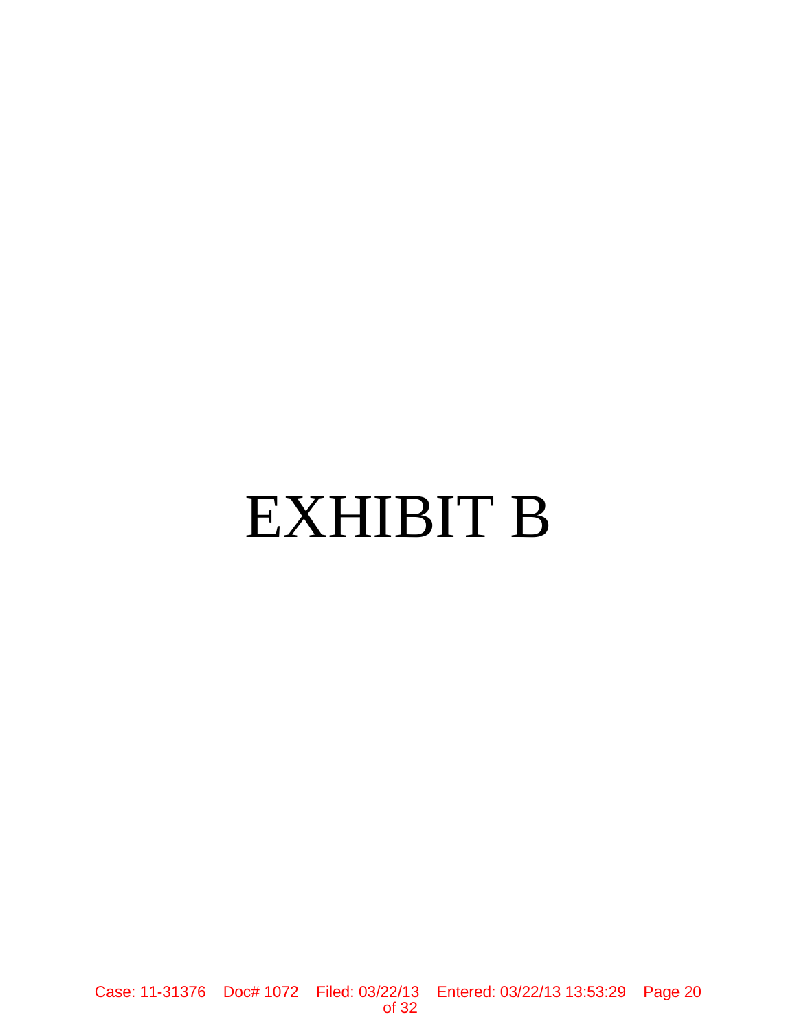# EXHIBIT B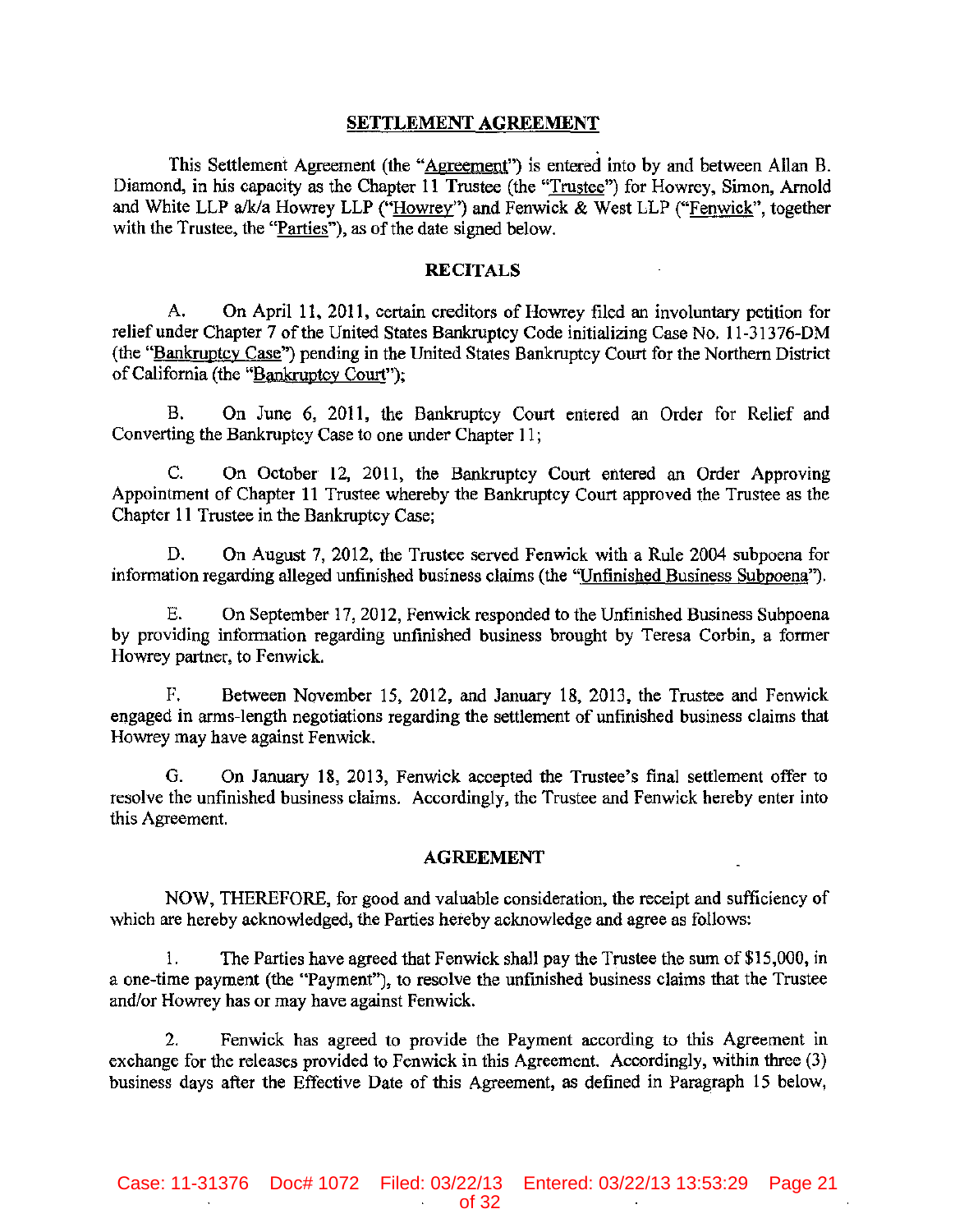## SETTLEMENT AGREEMENT

This Settlement Agreement (the "Agreement") is entered into by and between Allan B. Diamond, in his capacity as the Chapter 11 Trustee (the "Trustee") for Howrey, Simon, Arnold and White LLP a/k/a Howrey LLP ("Howrey") and Fenwick & West LLP ("Fenwick", together with the Trustee, the "Parties"), as of the date signed below.

### RECITALS

A. On April 11, 2011, certain creditors of Howrey filed an involuntary petition for relief under Chapter 7 of the United States Bankruptcy Code initializing Case No. 11-31376-DM (the "Bankruptcy Case") pending in the United States Bankruptcy Court for the Northern District of California (the "Bankruptcy Court");

B. On June 6, 2011, the Bankruptcy Court entered an Order for Relief and Converting the Bankruptcy Case to one under Chapter 11;

C. On October 12, 2011, the Bankruptcy Court entered an Order Approving Appointment of Chapter 11 Trustee whereby the Bankruptcy Court approved the Trustee as the Chapter 11 Trustee in the Bankruptcy Case;

D. On August 7, 2012, the Trustee served Fenwick with a Rule 2004 subpoena for information regarding alleged unfinished business claims (the "Unfinished Business Subpoena").

E. On September 17, 2012, Fenwick responded to the Unfinished Business Subpoena by providing information regarding unfinished business brought by Teresa Corbin, a former Howrey partner, to Fenwick.

F. Between November 15, 2012, and January 18, 2013, the Trustee and Fenwick engaged in arms-length negotiations regarding the settlement of unfinished business claims that Howrey may have against Fenwick.

G. On January 18, 2013, Fenwick accepted the Trustee's final settlement offer to resolve the unfinished business claims. Accordingly, the Trustee and Fenwick hereby enter into this Agreement.

### AGREEMENT

NOW, THEREFORE, for good and valuable consideration, the receipt and sufficiency of which are hereby acknowledged, the Parties hereby acknowledge and agree as follows:

1. The Parties have agreed that Fenwick shall pay the Trustee the sum of $15,000, in a one-time payment (the "Payment"), to resolve the unfinished business claims that the Trustee and/or Howrey has or may have against Fenwick.

2. Fenwick has agreed to provide the Payment according to this Agreement in exchange for the releases provided to Fenwick in this Agreement. Accordingly, within three (3) business days after the Effective Date of this Agreement, as defined in Paragraph 15 below,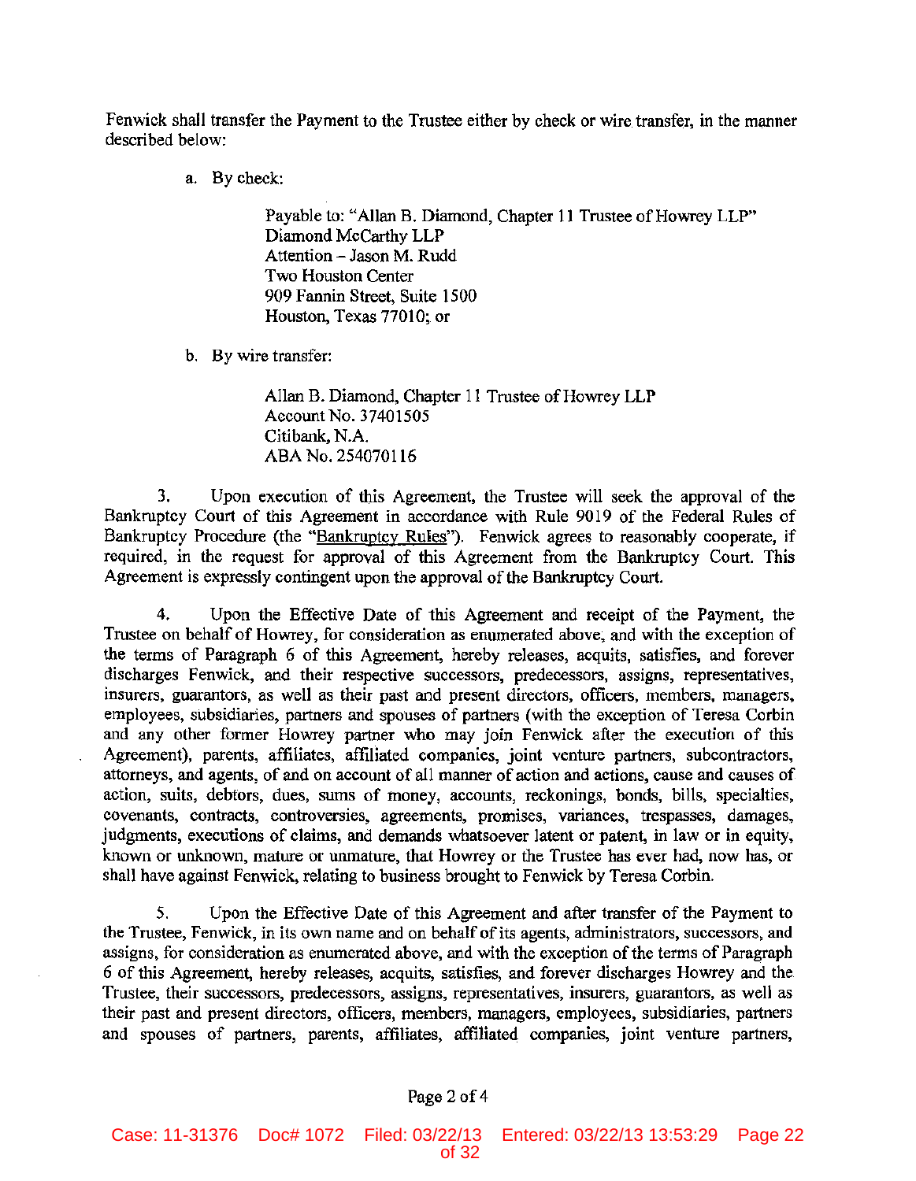Fenwick shall transfer the Payment to the Trustee either by check or wire transfer, in the manner described below:

a. By check:

> Payable to: "Allan B. Diamond, Chapter 11 Trustee of Howrey LLP"
> Diamond McCarthy LLP
> Attention – Jason M. Rudd
> Two Houston Center
> 909 Fannin Street, Suite 1500
> Houston, Texas 77010; or

b. By wire transfer:

> Allan B. Diamond, Chapter 11 Trustee of Howrey LLP
> Account No. 37401505
> Citibank, N.A.
> ABA No. 254070116

3. Upon execution of this Agreement, the Trustee will seek the approval of the Bankruptcy Court of this Agreement in accordance with Rule 9019 of the Federal Rules of Bankruptcy Procedure (the "Bankruptcy Rules"). Fenwick agrees to reasonably cooperate, if required, in the request for approval of this Agreement from the Bankruptcy Court. This Agreement is expressly contingent upon the approval of the Bankruptcy Court.

4. Upon the Effective Date of this Agreement and receipt of the Payment, the Trustee on behalf of Howrey, for consideration as enumerated above, and with the exception of the terms of Paragraph 6 of this Agreement, hereby releases, acquits, satisfies, and forever discharges Fenwick, and their respective successors, predecessors, assigns, representatives, insurers, guarantors, as well as their past and present directors, officers, members, managers, employees, subsidiaries, partners and spouses of partners (with the exception of Teresa Corbin and any other former Howrey partner who may join Fenwick after the execution of this Agreement), parents, affiliates, affiliated companies, joint venture partners, subcontractors, attorneys, and agents, of and on account of all manner of action and actions, cause and causes of action, suits, debtors, dues, sums of money, accounts, reckonings, bonds, bills, specialties, covenants, contracts, controversies, agreements, promises, variances, trespasses, damages, judgments, executions of claims, and demands whatsoever latent or patent, in law or in equity, known or unknown, mature or unmature, that Howrey or the Trustee has ever had, now has, or shall have against Fenwick, relating to business brought to Fenwick by Teresa Corbin.

5. Upon the Effective Date of this Agreement and after transfer of the Payment to the Trustee, Fenwick, in its own name and on behalf of its agents, administrators, successors, and assigns, for consideration as enumerated above, and with the exception of the terms of Paragraph 6 of this Agreement, hereby releases, acquits, satisfies, and forever discharges Howrey and the Trustee, their successors, predecessors, assigns, representatives, insurers, guarantors, as well as their past and present directors, officers, members, managers, employees, subsidiaries, partners and spouses of partners, parents, affiliates, affiliated companies, joint venture partners,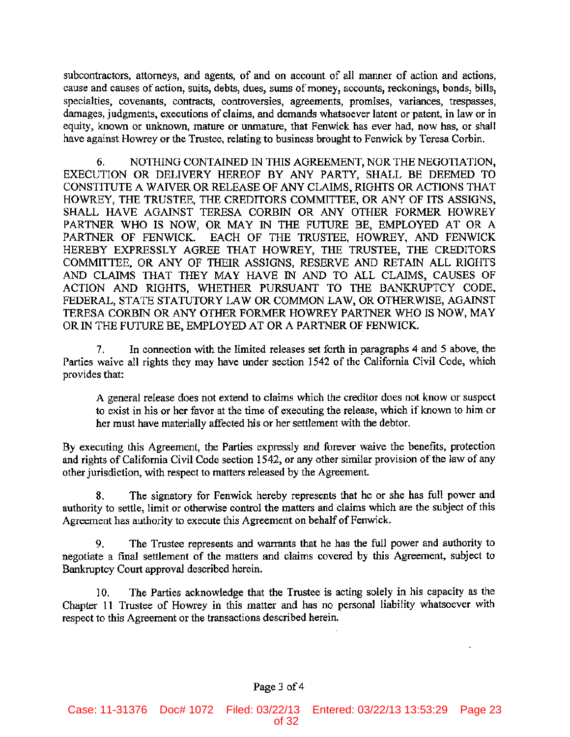subcontractors, attorneys, and agents, of and on account of all manner of action and actions, cause and causes of action, suits, debts, dues, sums of money, accounts, reckonings, bonds, bills, specialties, covenants, contracts, controversies, agreements, promises, variances, trespasses, damages, judgments, executions of claims, and demands whatsoever latent or patent, in law or in equity, known or unknown, mature or unmature, that Fenwick has ever had, now has, or shall have against Howrey or the Trustee, relating to business brought to Fenwick by Teresa Corbin.

6. NOTHING CONTAINED IN THIS AGREEMENT, NOR THE NEGOTIATION, EXECUTION OR DELIVERY HEREOF BY ANY PARTY, SHALL BE DEEMED TO CONSTITUTE A WAIVER OR RELEASE OF ANY CLAIMS, RIGHTS OR ACTIONS THAT HOWREY, THE TRUSTEE, THE CREDITORS COMMITTEE, OR ANY OF ITS ASSIGNS, SHALL HAVE AGAINST TERESA CORBIN OR ANY OTHER FORMER HOWREY PARTNER WHO IS NOW, OR MAY IN THE FUTURE BE, EMPLOYED AT OR A PARTNER OF FENWICK. EACH OF THE TRUSTEE, HOWREY, AND FENWICK HEREBY EXPRESSLY AGREE THAT HOWREY, THE TRUSTEE, THE CREDITORS COMMITTEE, OR ANY OF THEIR ASSIGNS, RESERVE AND RETAIN ALL RIGHTS AND CLAIMS THAT THEY MAY HAVE IN AND TO ALL CLAIMS, CAUSES OF ACTION AND RIGHTS, WHETHER PURSUANT TO THE BANKRUPTCY CODE, FEDERAL, STATE STATUTORY LAW OR COMMON LAW, OR OTHERWISE, AGAINST TERESA CORBIN OR ANY OTHER FORMER HOWREY PARTNER WHO IS NOW, MAY OR IN THE FUTURE BE, EMPLOYED AT OR A PARTNER OF FENWICK.

7. In connection with the limited releases set forth in paragraphs 4 and 5 above, the Parties waive all rights they may have under section 1542 of the California Civil Code, which provides that:

> A general release does not extend to claims which the creditor does not know or suspect to exist in his or her favor at the time of executing the release, which if known to him or her must have materially affected his or her settlement with the debtor.

By executing this Agreement, the Parties expressly and forever waive the benefits, protection and rights of California Civil Code section 1542, or any other similar provision of the law of any other jurisdiction, with respect to matters released by the Agreement.

8. The signatory for Fenwick hereby represents that he or she has full power and authority to settle, limit or otherwise control the matters and claims which are the subject of this Agreement has authority to execute this Agreement on behalf of Fenwick.

9. The Trustee represents and warrants that he has the full power and authority to negotiate a final settlement of the matters and claims covered by this Agreement, subject to Bankruptcy Court approval described herein.

10. The Parties acknowledge that the Trustee is acting solely in his capacity as the Chapter 11 Trustee of Howrey in this matter and has no personal liability whatsoever with respect to this Agreement or the transactions described herein.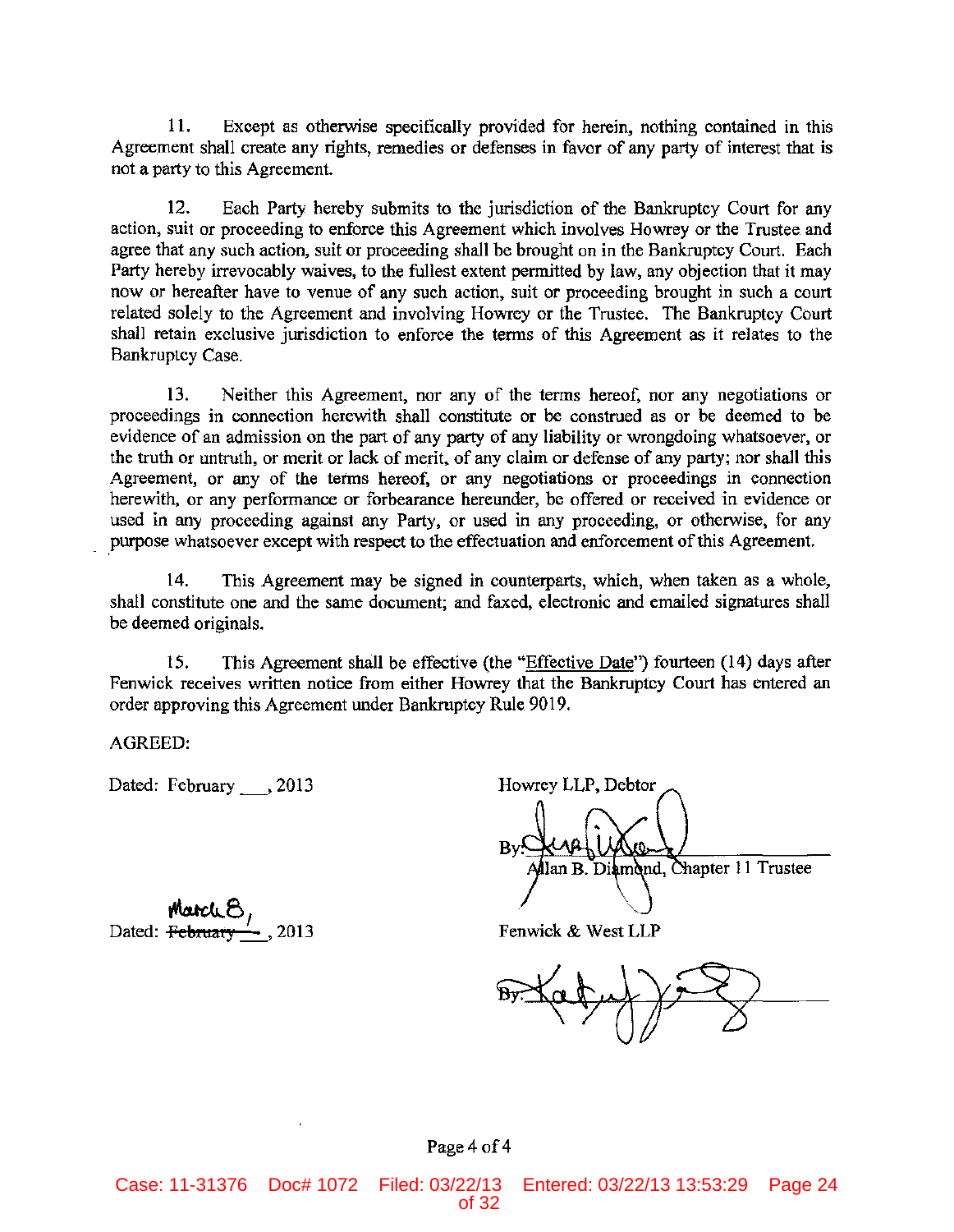11. Except as otherwise specifically provided for herein, nothing contained in this Agreement shall create any rights, remedies or defenses in favor of any party of interest that is not a party to this Agreement.

12. Each Party hereby submits to the jurisdiction of the Bankruptcy Court for any action, suit or proceeding to enforce this Agreement which involves Howrey or the Trustee and agree that any such action, suit or proceeding shall be brought on in the Bankruptcy Court. Each Party hereby irrevocably waives, to the fullest extent permitted by law, any objection that it may now or hereafter have to venue of any such action, suit or proceeding brought in such a court related solely to the Agreement and involving Howrey or the Trustee. The Bankruptcy Court shall retain exclusive jurisdiction to enforce the terms of this Agreement as it relates to the Bankruptcy Case.

13. Neither this Agreement, nor any of the terms hereof, nor any negotiations or proceedings in connection herewith shall constitute or be construed as or be deemed to be evidence of an admission on the part of any party of any liability or wrongdoing whatsoever, or the truth or untruth, or merit or lack of merit, of any claim or defense of any party; nor shall this Agreement, or any of the terms hereof, or any negotiations or proceedings in connection herewith, or any performance or forbearance hereunder, be offered or received in evidence or used in any proceeding against any Party, or used in any proceeding, or otherwise, for any purpose whatsoever except with respect to the effectuation and enforcement of this Agreement.

14. This Agreement may be signed in counterparts, which, when taken as a whole, shall constitute one and the same document; and faxed, electronic and emailed signatures shall be deemed originals.

15. This Agreement shall be effective (the "Effective Date") fourteen (14) days after Fenwick receives written notice from either Howrey that the Bankruptcy Court has entered an order approving this Agreement under Bankruptcy Rule 9019.

AGREED:

Dated: February \_\_\_, 2013

Howrey LLP, Debtor

By: [signature]
Allan B. Diamond, Chapter 11 Trustee

Dated: ~~February~~ March 8, 2013

Fenwick & West LLP

By: [signature]

Page 4 of 4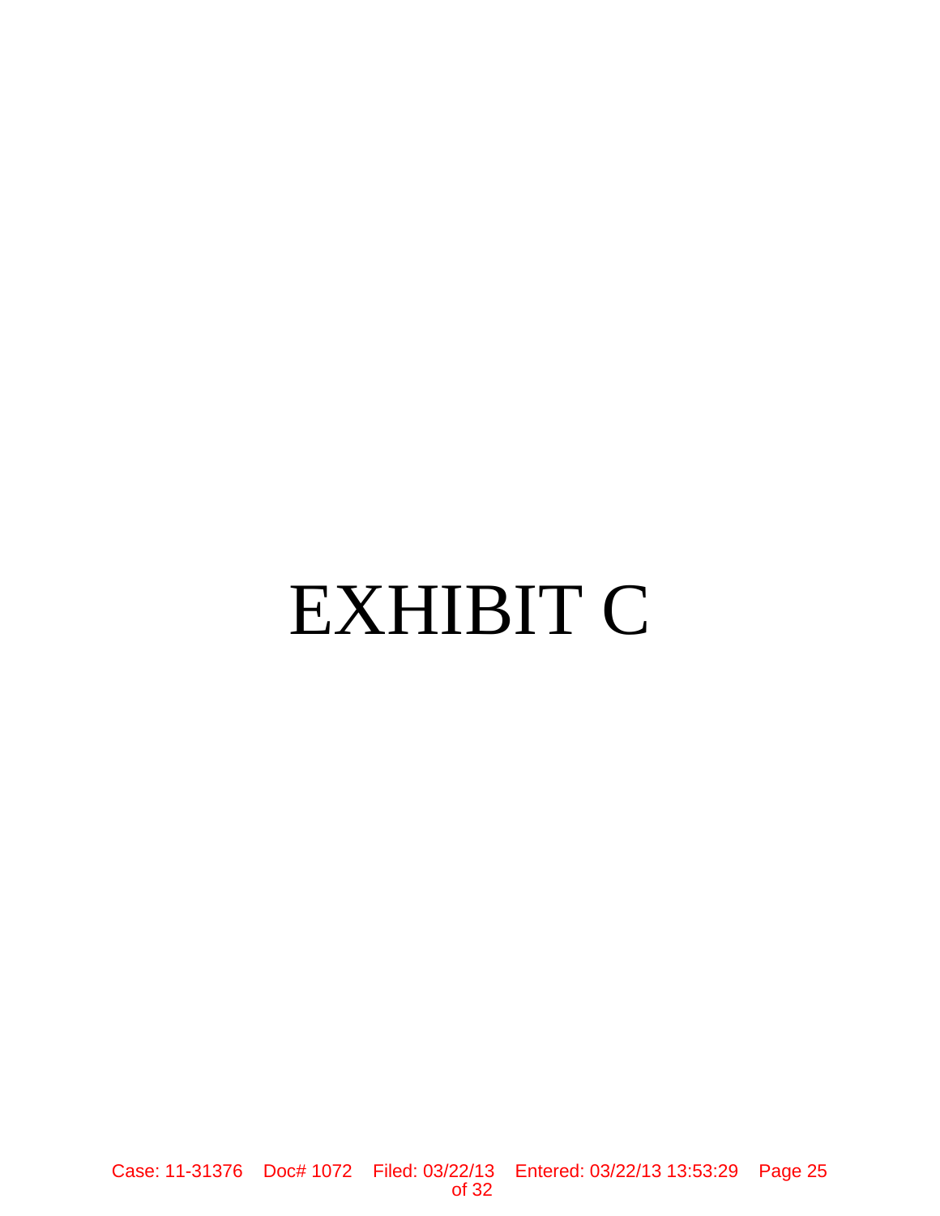# EXHIBIT C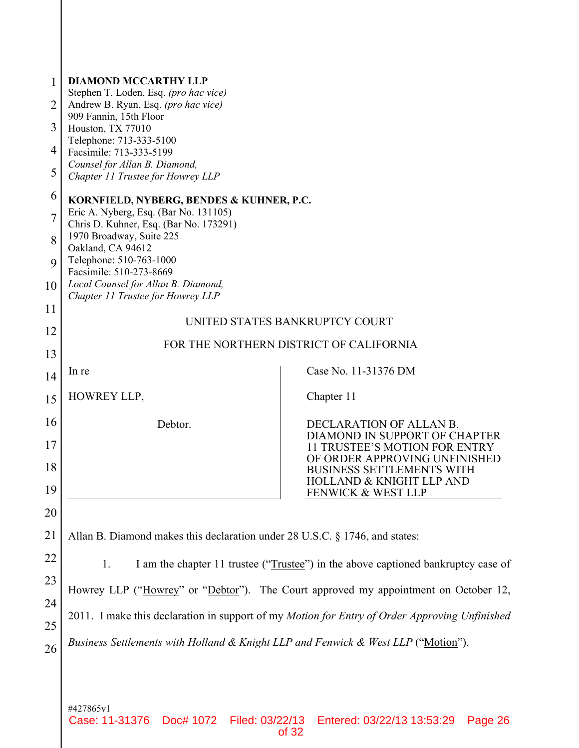**DIAMOND MCCARTHY LLP**
Stephen T. Loden, Esq. *(pro hac vice)*
Andrew B. Ryan, Esq. *(pro hac vice)*
909 Fannin, 15th Floor
Houston, TX 77010
Telephone: 713-333-5100
Facsimile: 713-333-5199
*Counsel for Allan B. Diamond,*
*Chapter 11 Trustee for Howrey LLP*

**KORNFIELD, NYBERG, BENDES & KUHNER, P.C.**
Eric A. Nyberg, Esq. (Bar No. 131105)
Chris D. Kuhner, Esq. (Bar No. 173291)
1970 Broadway, Suite 225
Oakland, CA 94612
Telephone: 510-763-1000
Facsimile: 510-273-8669
*Local Counsel for Allan B. Diamond,*
*Chapter 11 Trustee for Howrey LLP*

UNITED STATES BANKRUPTCY COURT

FOR THE NORTHERN DISTRICT OF CALIFORNIA

| | |
|---|---|
| In re<br><br>HOWREY LLP,<br><br>Debtor. | Case No. 11-31376 DM<br><br>Chapter 11<br><br>DECLARATION OF ALLAN B. DIAMOND IN SUPPORT OF CHAPTER 11 TRUSTEE'S MOTION FOR ENTRY OF ORDER APPROVING UNFINISHED BUSINESS SETTLEMENTS WITH HOLLAND & KNIGHT LLP AND FENWICK & WEST LLP |

Allan B. Diamond makes this declaration under 28 U.S.C. § 1746, and states:

1. I am the chapter 11 trustee ("Trustee") in the above captioned bankruptcy case of Howrey LLP ("Howrey" or "Debtor"). The Court approved my appointment on October 12, 2011. I make this declaration in support of my *Motion for Entry of Order Approving Unfinished Business Settlements with Holland & Knight LLP and Fenwick & West LLP* ("Motion").

#427865v1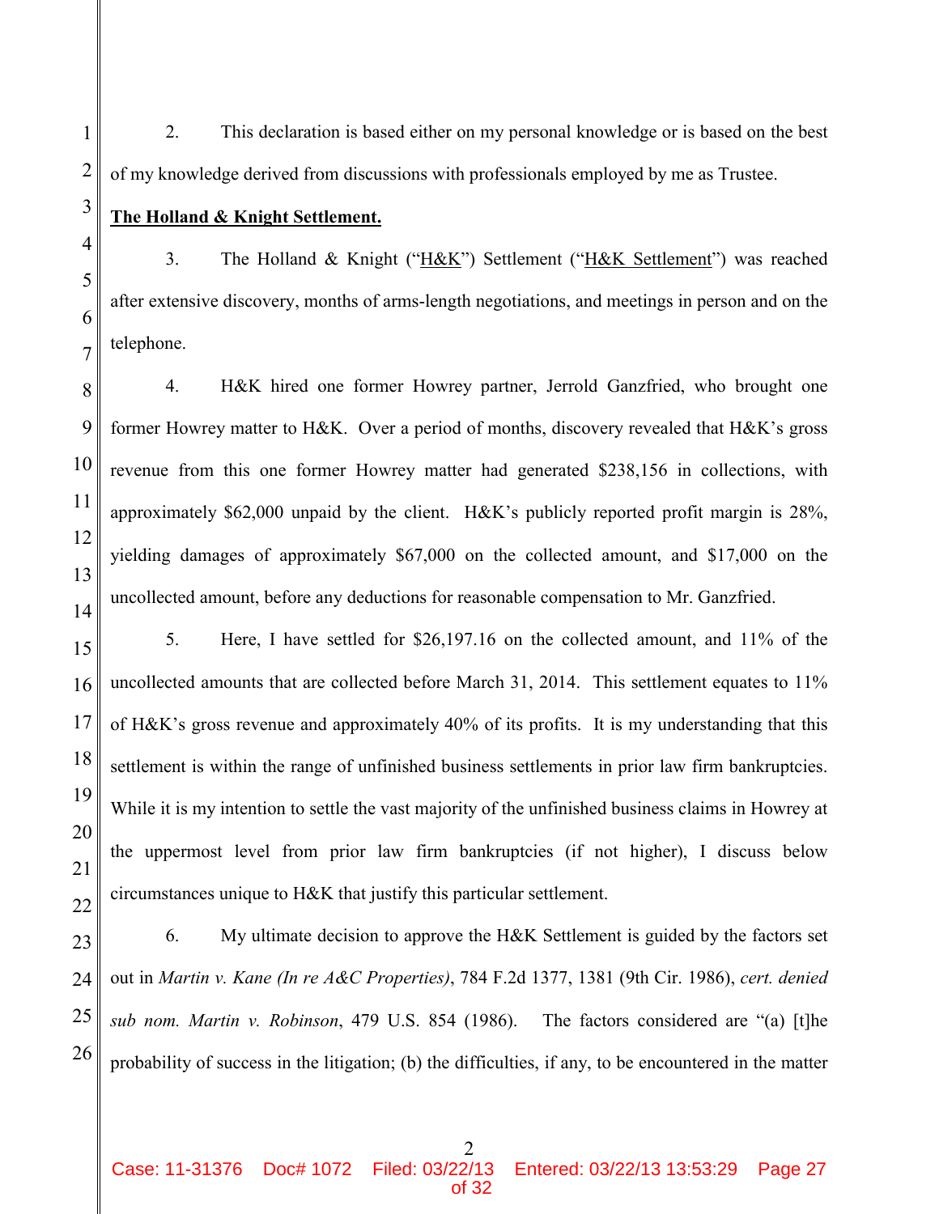2. This declaration is based either on my personal knowledge or is based on the best of my knowledge derived from discussions with professionals employed by me as Trustee.

**The Holland & Knight Settlement.**

3. The Holland & Knight ("H&K") Settlement ("H&K Settlement") was reached after extensive discovery, months of arms-length negotiations, and meetings in person and on the telephone.

4. H&K hired one former Howrey partner, Jerrold Ganzfried, who brought one former Howrey matter to H&K. Over a period of months, discovery revealed that H&K's gross revenue from this one former Howrey matter had generated $238,156 in collections, with approximately $62,000 unpaid by the client. H&K's publicly reported profit margin is 28%, yielding damages of approximately $67,000 on the collected amount, and $17,000 on the uncollected amount, before any deductions for reasonable compensation to Mr. Ganzfried.

5. Here, I have settled for $26,197.16 on the collected amount, and 11% of the uncollected amounts that are collected before March 31, 2014. This settlement equates to 11% of H&K's gross revenue and approximately 40% of its profits. It is my understanding that this settlement is within the range of unfinished business settlements in prior law firm bankruptcies. While it is my intention to settle the vast majority of the unfinished business claims in Howrey at the uppermost level from prior law firm bankruptcies (if not higher), I discuss below circumstances unique to H&K that justify this particular settlement.

6. My ultimate decision to approve the H&K Settlement is guided by the factors set out in *Martin v. Kane (In re A&C Properties)*, 784 F.2d 1377, 1381 (9th Cir. 1986), *cert. denied sub nom. Martin v. Robinson*, 479 U.S. 854 (1986). The factors considered are "(a) [t]he probability of success in the litigation; (b) the difficulties, if any, to be encountered in the matter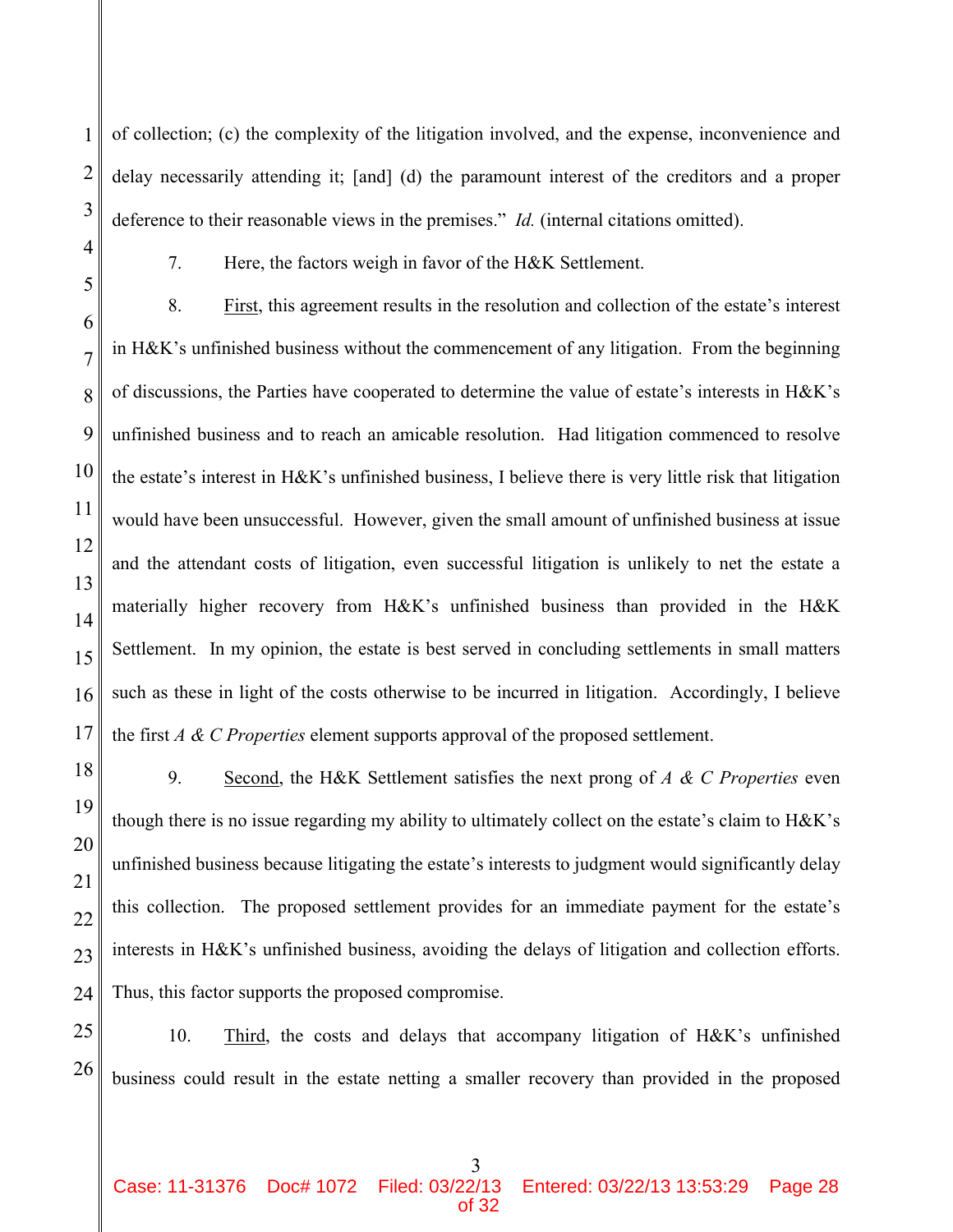of collection; (c) the complexity of the litigation involved, and the expense, inconvenience and delay necessarily attending it; [and] (d) the paramount interest of the creditors and a proper deference to their reasonable views in the premises." *Id.* (internal citations omitted).

7. Here, the factors weigh in favor of the H&K Settlement.

8. First, this agreement results in the resolution and collection of the estate's interest in H&K's unfinished business without the commencement of any litigation. From the beginning of discussions, the Parties have cooperated to determine the value of estate's interests in H&K's unfinished business and to reach an amicable resolution. Had litigation commenced to resolve the estate's interest in H&K's unfinished business, I believe there is very little risk that litigation would have been unsuccessful. However, given the small amount of unfinished business at issue and the attendant costs of litigation, even successful litigation is unlikely to net the estate a materially higher recovery from H&K's unfinished business than provided in the H&K Settlement. In my opinion, the estate is best served in concluding settlements in small matters such as these in light of the costs otherwise to be incurred in litigation. Accordingly, I believe the first *A & C Properties* element supports approval of the proposed settlement.

9. Second, the H&K Settlement satisfies the next prong of *A & C Properties* even though there is no issue regarding my ability to ultimately collect on the estate's claim to H&K's unfinished business because litigating the estate's interests to judgment would significantly delay this collection. The proposed settlement provides for an immediate payment for the estate's interests in H&K's unfinished business, avoiding the delays of litigation and collection efforts. Thus, this factor supports the proposed compromise.

10. Third, the costs and delays that accompany litigation of H&K's unfinished business could result in the estate netting a smaller recovery than provided in the proposed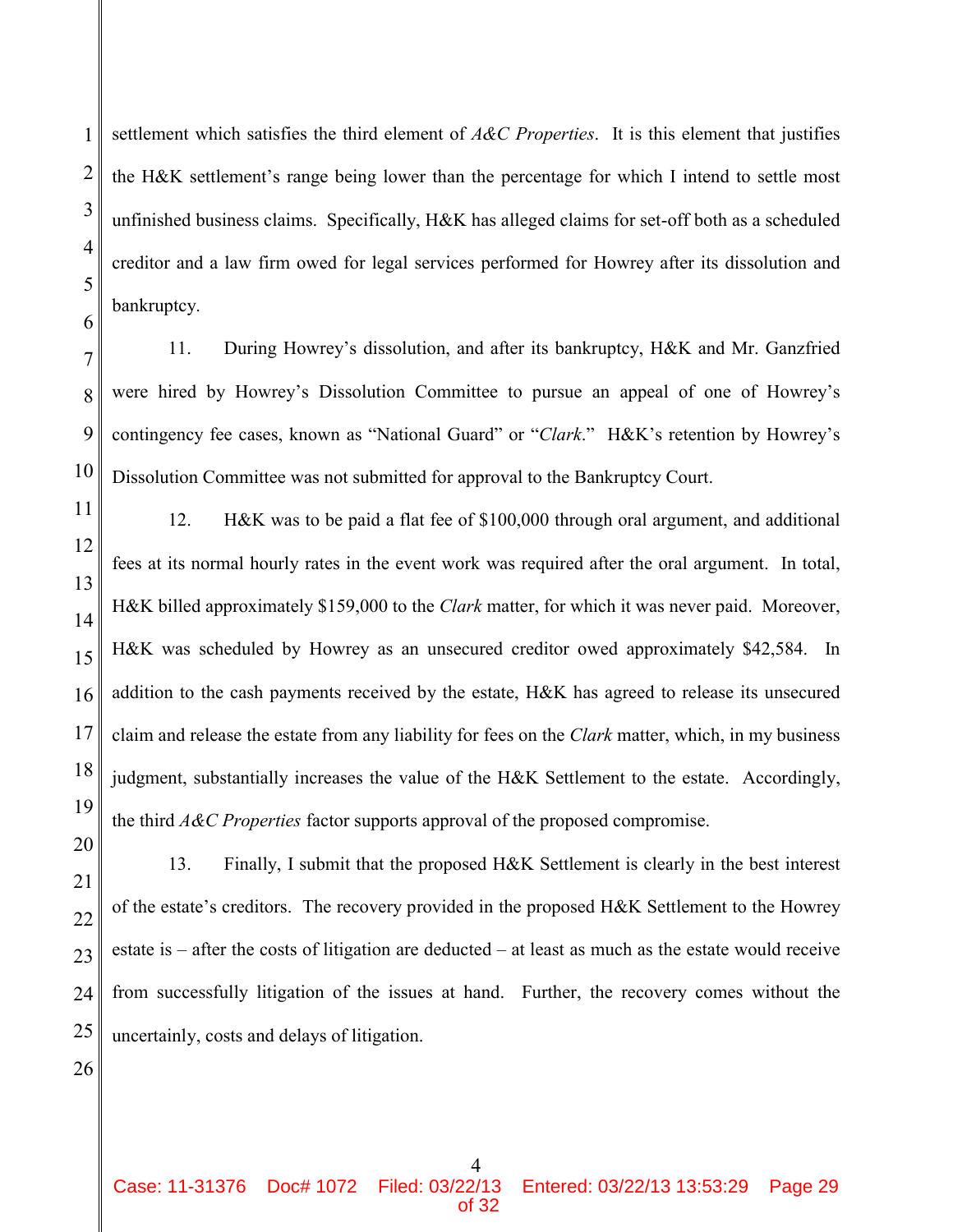settlement which satisfies the third element of *A&C Properties*. It is this element that justifies the H&K settlement's range being lower than the percentage for which I intend to settle most unfinished business claims. Specifically, H&K has alleged claims for set-off both as a scheduled creditor and a law firm owed for legal services performed for Howrey after its dissolution and bankruptcy.

11. During Howrey's dissolution, and after its bankruptcy, H&K and Mr. Ganzfried were hired by Howrey's Dissolution Committee to pursue an appeal of one of Howrey's contingency fee cases, known as "National Guard" or "*Clark*." H&K's retention by Howrey's Dissolution Committee was not submitted for approval to the Bankruptcy Court.

12. H&K was to be paid a flat fee of $100,000 through oral argument, and additional fees at its normal hourly rates in the event work was required after the oral argument. In total, H&K billed approximately $159,000 to the *Clark* matter, for which it was never paid. Moreover, H&K was scheduled by Howrey as an unsecured creditor owed approximately $42,584. In addition to the cash payments received by the estate, H&K has agreed to release its unsecured claim and release the estate from any liability for fees on the *Clark* matter, which, in my business judgment, substantially increases the value of the H&K Settlement to the estate. Accordingly, the third *A&C Properties* factor supports approval of the proposed compromise.

13. Finally, I submit that the proposed H&K Settlement is clearly in the best interest of the estate's creditors. The recovery provided in the proposed H&K Settlement to the Howrey estate is – after the costs of litigation are deducted – at least as much as the estate would receive from successfully litigation of the issues at hand. Further, the recovery comes without the uncertainly, costs and delays of litigation.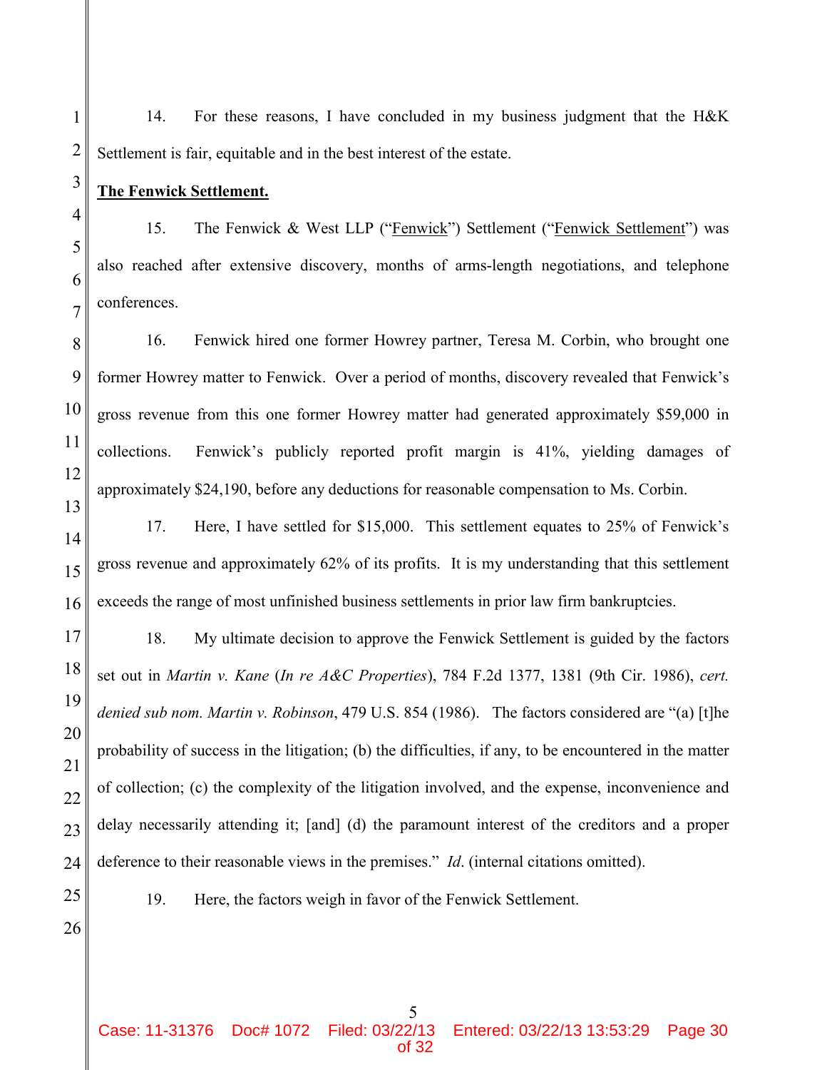14. For these reasons, I have concluded in my business judgment that the H&K Settlement is fair, equitable and in the best interest of the estate.

**The Fenwick Settlement.**

15. The Fenwick & West LLP ("Fenwick") Settlement ("Fenwick Settlement") was also reached after extensive discovery, months of arms-length negotiations, and telephone conferences.

16. Fenwick hired one former Howrey partner, Teresa M. Corbin, who brought one former Howrey matter to Fenwick. Over a period of months, discovery revealed that Fenwick's gross revenue from this one former Howrey matter had generated approximately $59,000 in collections. Fenwick's publicly reported profit margin is 41%, yielding damages of approximately $24,190, before any deductions for reasonable compensation to Ms. Corbin.

17. Here, I have settled for $15,000. This settlement equates to 25% of Fenwick's gross revenue and approximately 62% of its profits. It is my understanding that this settlement exceeds the range of most unfinished business settlements in prior law firm bankruptcies.

18. My ultimate decision to approve the Fenwick Settlement is guided by the factors set out in *Martin v. Kane* (*In re A&C Properties*), 784 F.2d 1377, 1381 (9th Cir. 1986), *cert. denied sub nom. Martin v. Robinson*, 479 U.S. 854 (1986). The factors considered are "(a) [t]he probability of success in the litigation; (b) the difficulties, if any, to be encountered in the matter of collection; (c) the complexity of the litigation involved, and the expense, inconvenience and delay necessarily attending it; [and] (d) the paramount interest of the creditors and a proper deference to their reasonable views in the premises." *Id*. (internal citations omitted).

19. Here, the factors weigh in favor of the Fenwick Settlement.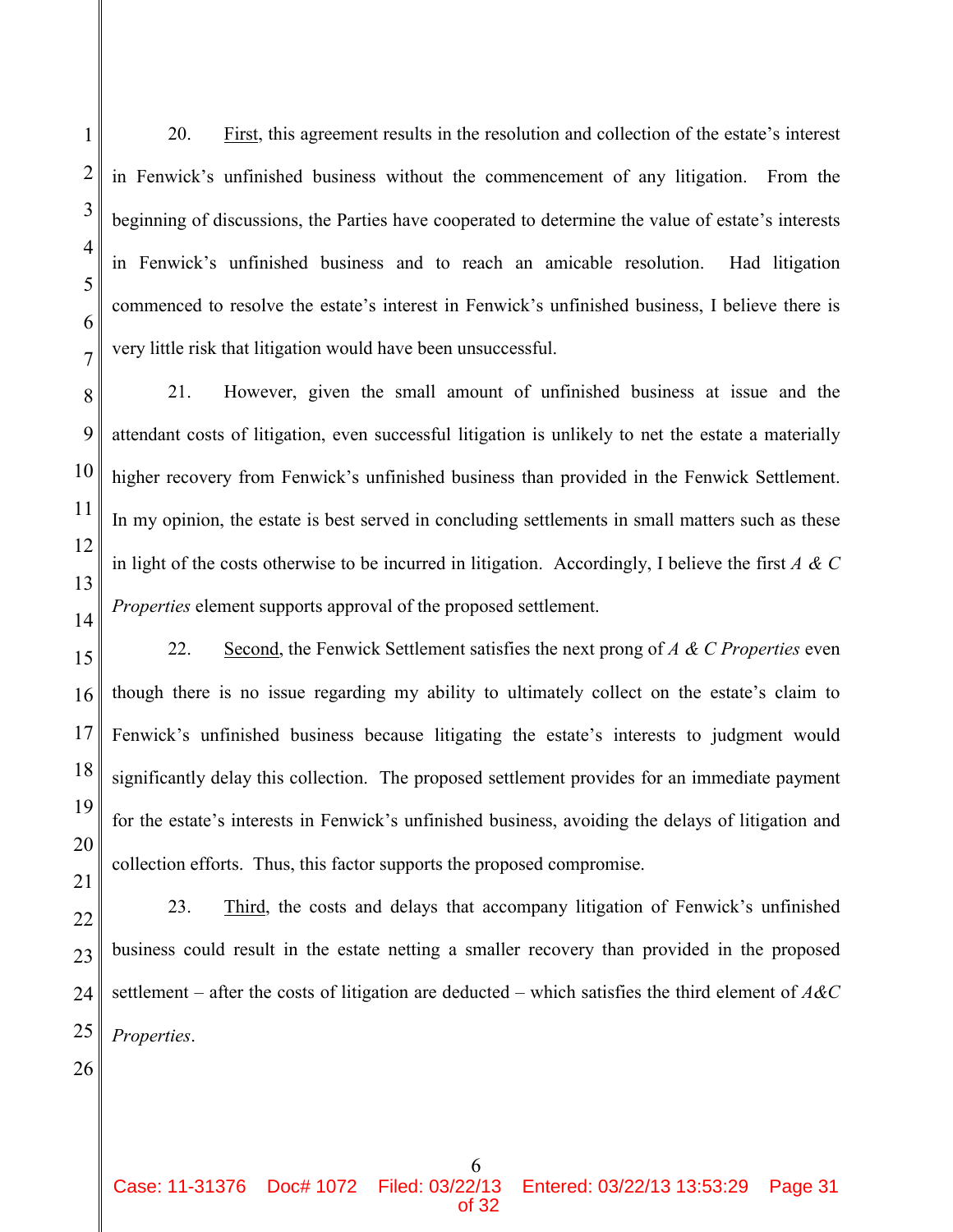20. First, this agreement results in the resolution and collection of the estate's interest in Fenwick's unfinished business without the commencement of any litigation. From the beginning of discussions, the Parties have cooperated to determine the value of estate's interests in Fenwick's unfinished business and to reach an amicable resolution. Had litigation commenced to resolve the estate's interest in Fenwick's unfinished business, I believe there is very little risk that litigation would have been unsuccessful.

21. However, given the small amount of unfinished business at issue and the attendant costs of litigation, even successful litigation is unlikely to net the estate a materially higher recovery from Fenwick's unfinished business than provided in the Fenwick Settlement. In my opinion, the estate is best served in concluding settlements in small matters such as these in light of the costs otherwise to be incurred in litigation. Accordingly, I believe the first *A & C Properties* element supports approval of the proposed settlement.

22. Second, the Fenwick Settlement satisfies the next prong of *A & C Properties* even though there is no issue regarding my ability to ultimately collect on the estate's claim to Fenwick's unfinished business because litigating the estate's interests to judgment would significantly delay this collection. The proposed settlement provides for an immediate payment for the estate's interests in Fenwick's unfinished business, avoiding the delays of litigation and collection efforts. Thus, this factor supports the proposed compromise.

23. Third, the costs and delays that accompany litigation of Fenwick's unfinished business could result in the estate netting a smaller recovery than provided in the proposed settlement – after the costs of litigation are deducted – which satisfies the third element of *A&C Properties*.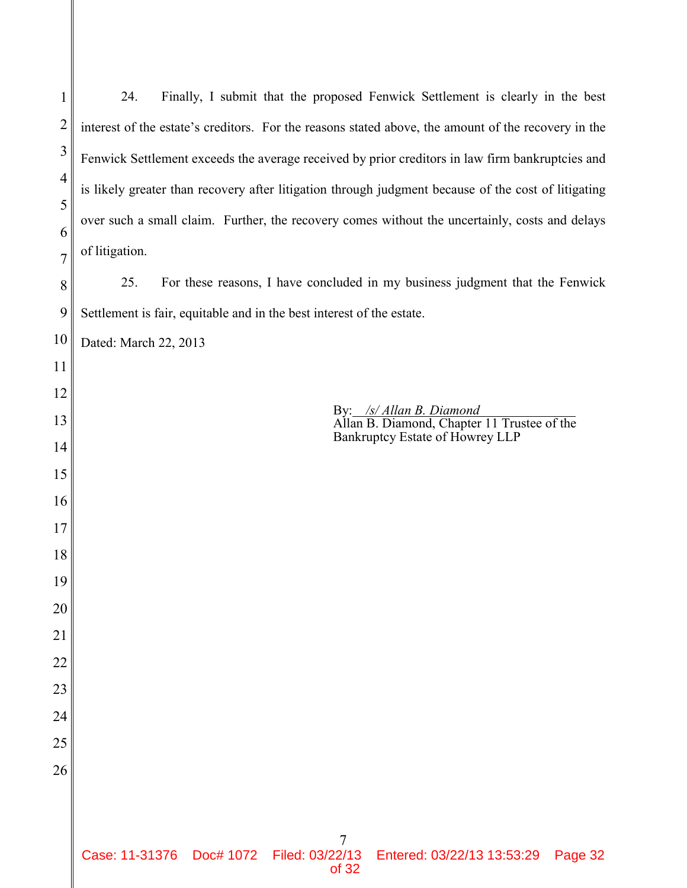24. Finally, I submit that the proposed Fenwick Settlement is clearly in the best interest of the estate's creditors. For the reasons stated above, the amount of the recovery in the Fenwick Settlement exceeds the average received by prior creditors in law firm bankruptcies and is likely greater than recovery after litigation through judgment because of the cost of litigating over such a small claim. Further, the recovery comes without the uncertainly, costs and delays of litigation.

25. For these reasons, I have concluded in my business judgment that the Fenwick Settlement is fair, equitable and in the best interest of the estate.

Dated: March 22, 2013

By: *<u>/s/ Allan B. Diamond</u>*
Allan B. Diamond, Chapter 11 Trustee of the Bankruptcy Estate of Howrey LLP

Case: 11-31376 Doc# 1072 Filed: 03/22/13 Entered: 03/22/13 13:53:29 Page 32 of 32